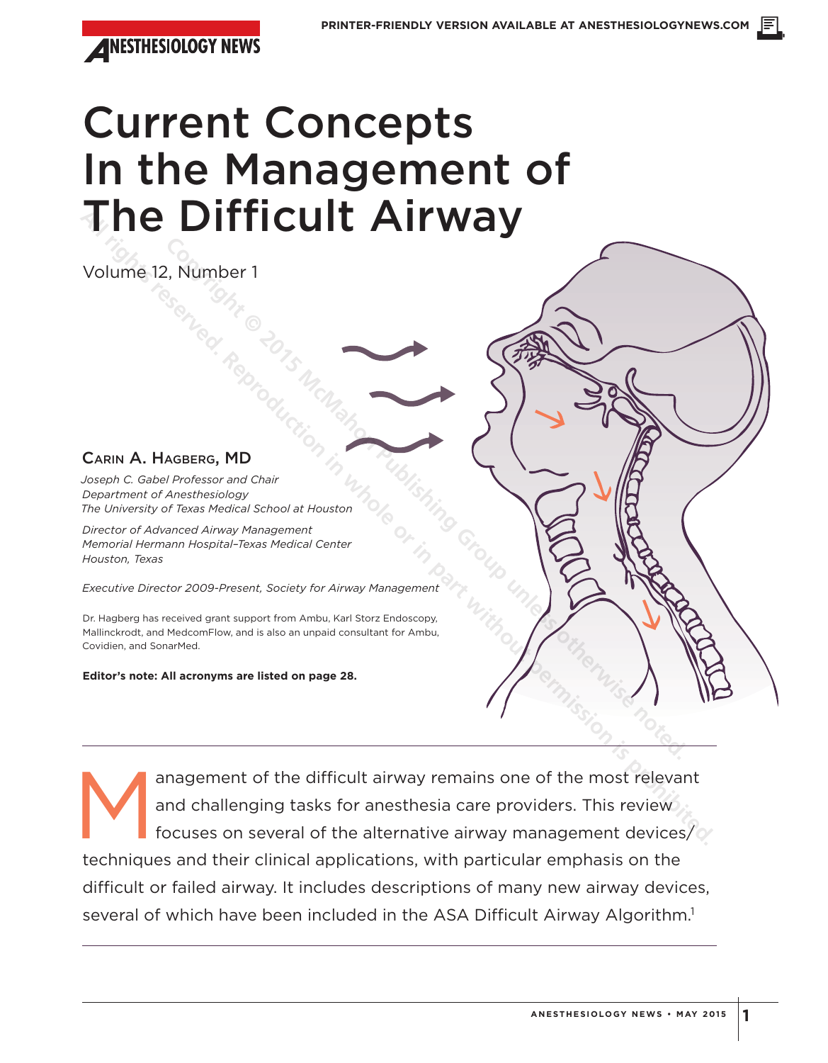# Current Concepts In the Management of The Difficult Airway

Volume 12, Number 1

**CARIN A. HAGBERG, MD**

*Joseph C. Gabel Professor and Chair*
*Department of Anesthesiology*
*The University of Texas Medical School at Houston*

*Director of Advanced Airway Management*
*Memorial Hermann Hospital–Texas Medical Center*
*Houston, Texas*

*Executive Director 2009-Present, Society for Airway Management*

Dr. Hagberg has received grant support from Ambu, Karl Storz Endoscopy, Mallinckrodt, and MedcomFlow, and is also an unpaid consultant for Ambu, Covidien, and SonarMed.

**Editor's note: All acronyms are listed on page 28.**

---

Management of the difficult airway remains one of the most relevant and challenging tasks for anesthesia care providers. This review focuses on several of the alternative airway management devices/techniques and their clinical applications, with particular emphasis on the difficult or failed airway. It includes descriptions of many new airway devices, several of which have been included in the ASA Difficult Airway Algorithm.[1]

---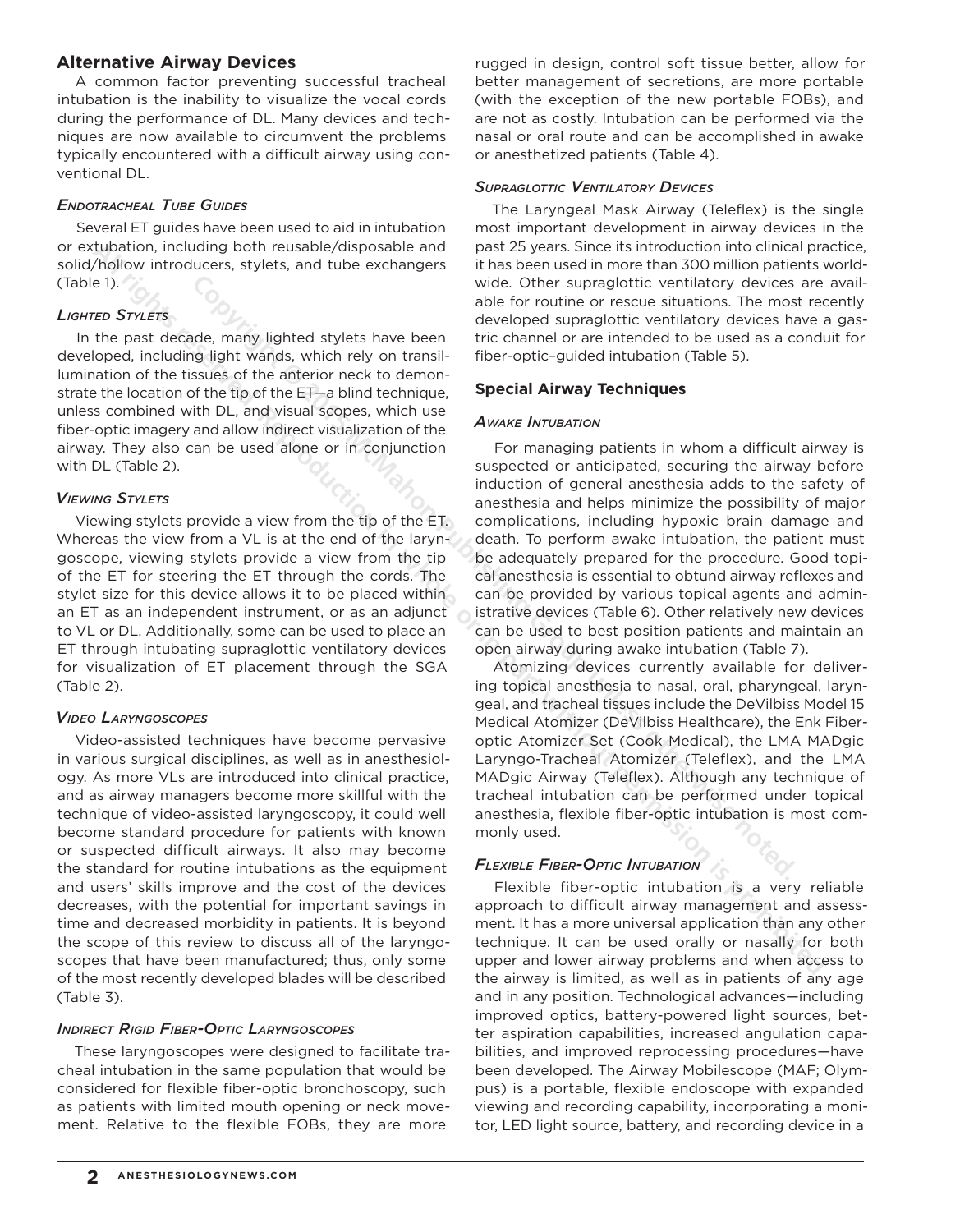## Alternative Airway Devices

A common factor preventing successful tracheal intubation is the inability to visualize the vocal cords during the performance of DL. Many devices and techniques are now available to circumvent the problems typically encountered with a difficult airway using conventional DL.

### *Endotracheal Tube Guides*

Several ET guides have been used to aid in intubation or extubation, including both reusable/disposable and solid/hollow introducers, stylets, and tube exchangers (Table 1).

### *Lighted Stylets*

In the past decade, many lighted stylets have been developed, including light wands, which rely on transillumination of the tissues of the anterior neck to demonstrate the location of the tip of the ET—a blind technique, unless combined with DL, and visual scopes, which use fiber-optic imagery and allow indirect visualization of the airway. They also can be used alone or in conjunction with DL (Table 2).

### *Viewing Stylets*

Viewing stylets provide a view from the tip of the ET. Whereas the view from a VL is at the end of the laryngoscope, viewing stylets provide a view from the tip of the ET for steering the ET through the cords. The stylet size for this device allows it to be placed within an ET as an independent instrument, or as an adjunct to VL or DL. Additionally, some can be used to place an ET through intubating supraglottic ventilatory devices for visualization of ET placement through the SGA (Table 2).

### *Video Laryngoscopes*

Video-assisted techniques have become pervasive in various surgical disciplines, as well as in anesthesiology. As more VLs are introduced into clinical practice, and as airway managers become more skillful with the technique of video-assisted laryngoscopy, it could well become standard procedure for patients with known or suspected difficult airways. It also may become the standard for routine intubations as the equipment and users' skills improve and the cost of the devices decreases, with the potential for important savings in time and decreased morbidity in patients. It is beyond the scope of this review to discuss all of the laryngoscopes that have been manufactured; thus, only some of the most recently developed blades will be described (Table 3).

### *Indirect Rigid Fiber-Optic Laryngoscopes*

These laryngoscopes were designed to facilitate tracheal intubation in the same population that would be considered for flexible fiber-optic bronchoscopy, such as patients with limited mouth opening or neck movement. Relative to the flexible FOBs, they are more rugged in design, control soft tissue better, allow for better management of secretions, are more portable (with the exception of the new portable FOBs), and are not as costly. Intubation can be performed via the nasal or oral route and can be accomplished in awake or anesthetized patients (Table 4).

### *Supraglottic Ventilatory Devices*

The Laryngeal Mask Airway (Teleflex) is the single most important development in airway devices in the past 25 years. Since its introduction into clinical practice, it has been used in more than 300 million patients worldwide. Other supraglottic ventilatory devices are available for routine or rescue situations. The most recently developed supraglottic ventilatory devices have a gastric channel or are intended to be used as a conduit for fiber-optic–guided intubation (Table 5).

## Special Airway Techniques

### *Awake Intubation*

For managing patients in whom a difficult airway is suspected or anticipated, securing the airway before induction of general anesthesia adds to the safety of anesthesia and helps minimize the possibility of major complications, including hypoxic brain damage and death. To perform awake intubation, the patient must be adequately prepared for the procedure. Good topical anesthesia is essential to obtund airway reflexes and can be provided by various topical agents and administrative devices (Table 6). Other relatively new devices can be used to best position patients and maintain an open airway during awake intubation (Table 7).

Atomizing devices currently available for delivering topical anesthesia to nasal, oral, pharyngeal, laryngeal, and tracheal tissues include the DeVilbiss Model 15 Medical Atomizer (DeVilbiss Healthcare), the Enk Fiberoptic Atomizer Set (Cook Medical), the LMA MADgic Laryngo-Tracheal Atomizer (Teleflex), and the LMA MADgic Airway (Teleflex). Although any technique of tracheal intubation can be performed under topical anesthesia, flexible fiber-optic intubation is most commonly used.

### *Flexible Fiber-Optic Intubation*

Flexible fiber-optic intubation is a very reliable approach to difficult airway management and assessment. It has a more universal application than any other technique. It can be used orally or nasally for both upper and lower airway problems and when access to the airway is limited, as well as in patients of any age and in any position. Technological advances—including improved optics, battery-powered light sources, better aspiration capabilities, increased angulation capabilities, and improved reprocessing procedures—have been developed. The Airway Mobilescope (MAF; Olympus) is a portable, flexible endoscope with expanded viewing and recording capability, incorporating a monitor, LED light source, battery, and recording device in a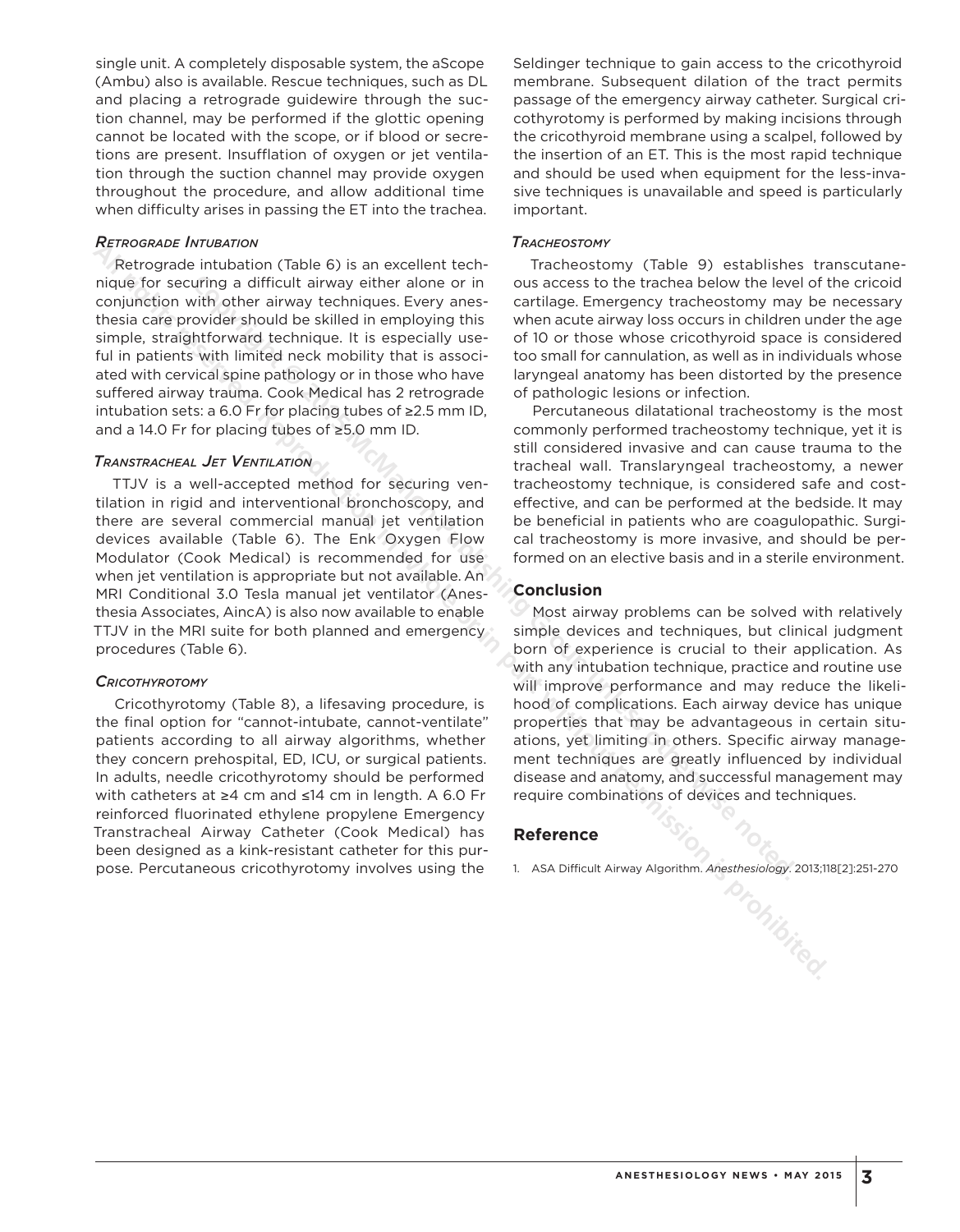single unit. A completely disposable system, the aScope (Ambu) also is available. Rescue techniques, such as DL and placing a retrograde guidewire through the suction channel, may be performed if the glottic opening cannot be located with the scope, or if blood or secretions are present. Insufflation of oxygen or jet ventilation through the suction channel may provide oxygen throughout the procedure, and allow additional time when difficulty arises in passing the ET into the trachea.

### *Retrograde Intubation*

Retrograde intubation (Table 6) is an excellent technique for securing a difficult airway either alone or in conjunction with other airway techniques. Every anesthesia care provider should be skilled in employing this simple, straightforward technique. It is especially useful in patients with limited neck mobility that is associated with cervical spine pathology or in those who have suffered airway trauma. Cook Medical has 2 retrograde intubation sets: a 6.0 Fr for placing tubes of ≥2.5 mm ID, and a 14.0 Fr for placing tubes of ≥5.0 mm ID.

### *Transtracheal Jet Ventilation*

TTJV is a well-accepted method for securing ventilation in rigid and interventional bronchoscopy, and there are several commercial manual jet ventilation devices available (Table 6). The Enk Oxygen Flow Modulator (Cook Medical) is recommended for use when jet ventilation is appropriate but not available. An MRI Conditional 3.0 Tesla manual jet ventilator (Anesthesia Associates, AincA) is also now available to enable TTJV in the MRI suite for both planned and emergency procedures (Table 6).

### *Cricothyrotomy*

Cricothyrotomy (Table 8), a lifesaving procedure, is the final option for "cannot-intubate, cannot-ventilate" patients according to all airway algorithms, whether they concern prehospital, ED, ICU, or surgical patients. In adults, needle cricothyrotomy should be performed with catheters at ≥4 cm and ≤14 cm in length. A 6.0 Fr reinforced fluorinated ethylene propylene Emergency Transtracheal Airway Catheter (Cook Medical) has been designed as a kink-resistant catheter for this purpose. Percutaneous cricothyrotomy involves using the Seldinger technique to gain access to the cricothyroid membrane. Subsequent dilation of the tract permits passage of the emergency airway catheter. Surgical cricothyrotomy is performed by making incisions through the cricothyroid membrane using a scalpel, followed by the insertion of an ET. This is the most rapid technique and should be used when equipment for the less-invasive techniques is unavailable and speed is particularly important.

### *Tracheostomy*

Tracheostomy (Table 9) establishes transcutaneous access to the trachea below the level of the cricoid cartilage. Emergency tracheostomy may be necessary when acute airway loss occurs in children under the age of 10 or those whose cricothyroid space is considered too small for cannulation, as well as in individuals whose laryngeal anatomy has been distorted by the presence of pathologic lesions or infection.

Percutaneous dilatational tracheostomy is the most commonly performed tracheostomy technique, yet it is still considered invasive and can cause trauma to the tracheal wall. Translaryngeal tracheostomy, a newer tracheostomy technique, is considered safe and cost-effective, and can be performed at the bedside. It may be beneficial in patients who are coagulopathic. Surgical tracheostomy is more invasive, and should be performed on an elective basis and in a sterile environment.

## Conclusion

Most airway problems can be solved with relatively simple devices and techniques, but clinical judgment born of experience is crucial to their application. As with any intubation technique, practice and routine use will improve performance and may reduce the likelihood of complications. Each airway device has unique properties that may be advantageous in certain situations, yet limiting in others. Specific airway management techniques are greatly influenced by individual disease and anatomy, and successful management may require combinations of devices and techniques.

## Reference

1. ASA Difficult Airway Algorithm. *Anesthesiology*. 2013;118[2]:251-270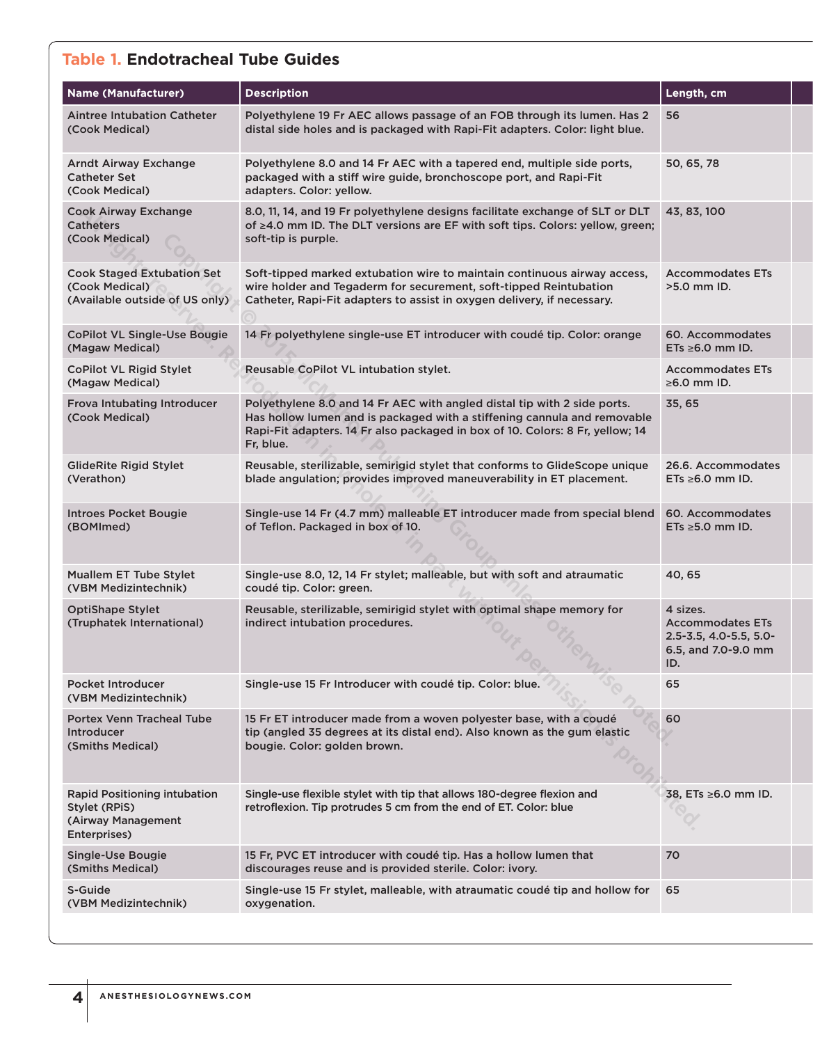## Table 1. Endotracheal Tube Guides

| Name (Manufacturer) | Description | Length, cm |
|---|---|---|
| Aintree Intubation Catheter (Cook Medical) | Polyethylene 19 Fr AEC allows passage of an FOB through its lumen. Has 2 distal side holes and is packaged with Rapi-Fit adapters. Color: light blue. | 56 |
| Arndt Airway Exchange Catheter Set (Cook Medical) | Polyethylene 8.0 and 14 Fr AEC with a tapered end, multiple side ports, packaged with a stiff wire guide, bronchoscope port, and Rapi-Fit adapters. Color: yellow. | 50, 65, 78 |
| Cook Airway Exchange Catheters (Cook Medical) | 8.0, 11, 14, and 19 Fr polyethylene designs facilitate exchange of SLT or DLT of ≥4.0 mm ID. The DLT versions are EF with soft tips. Colors: yellow, green; soft-tip is purple. | 43, 83, 100 |
| Cook Staged Extubation Set (Cook Medical) (Available outside of US only) | Soft-tipped marked extubation wire to maintain continuous airway access, wire holder and Tegaderm for securement, soft-tipped Reintubation Catheter, Rapi-Fit adapters to assist in oxygen delivery, if necessary. | Accommodates ETs >5.0 mm ID. |
| CoPilot VL Single-Use Bougie (Magaw Medical) | 14 Fr polyethylene single-use ET introducer with coudé tip. Color: orange | 60. Accommodates ETs ≥6.0 mm ID. |
| CoPilot VL Rigid Stylet (Magaw Medical) | Reusable CoPilot VL intubation stylet. | Accommodates ETs ≥6.0 mm ID. |
| Frova Intubating Introducer (Cook Medical) | Polyethylene 8.0 and 14 Fr AEC with angled distal tip with 2 side ports. Has hollow lumen and is packaged with a stiffening cannula and removable Rapi-Fit adapters. 14 Fr also packaged in box of 10. Colors: 8 Fr, yellow; 14 Fr, blue. | 35, 65 |
| GlideRite Rigid Stylet (Verathon) | Reusable, sterilizable, semirigid stylet that conforms to GlideScope unique blade angulation; provides improved maneuverability in ET placement. | 26.6. Accommodates ETs ≥6.0 mm ID. |
| Introes Pocket Bougie (BOMImed) | Single-use 14 Fr (4.7 mm) malleable ET introducer made from special blend of Teflon. Packaged in box of 10. | 60. Accommodates ETs ≥5.0 mm ID. |
| Muallem ET Tube Stylet (VBM Medizintechnik) | Single-use 8.0, 12, 14 Fr stylet; malleable, but with soft and atraumatic coudé tip. Color: green. | 40, 65 |
| OptiShape Stylet (Truphatek International) | Reusable, sterilizable, semirigid stylet with optimal shape memory for indirect intubation procedures. | 4 sizes. Accommodates ETs 2.5-3.5, 4.0-5.5, 5.0-6.5, and 7.0-9.0 mm ID. |
| Pocket Introducer (VBM Medizintechnik) | Single-use 15 Fr Introducer with coudé tip. Color: blue. | 65 |
| Portex Venn Tracheal Tube Introducer (Smiths Medical) | 15 Fr ET introducer made from a woven polyester base, with a coudé tip (angled 35 degrees at its distal end). Also known as the gum elastic bougie. Color: golden brown. | 60 |
| Rapid Positioning intubation Stylet (RPiS) (Airway Management Enterprises) | Single-use flexible stylet with tip that allows 180-degree flexion and retroflexion. Tip protrudes 5 cm from the end of ET. Color: blue | 38, ETs ≥6.0 mm ID. |
| Single-Use Bougie (Smiths Medical) | 15 Fr, PVC ET introducer with coudé tip. Has a hollow lumen that discourages reuse and is provided sterile. Color: ivory. | 70 |
| S-Guide (VBM Medizintechnik) | Single-use 15 Fr stylet, malleable, with atraumatic coudé tip and hollow for oxygenation. | 65 |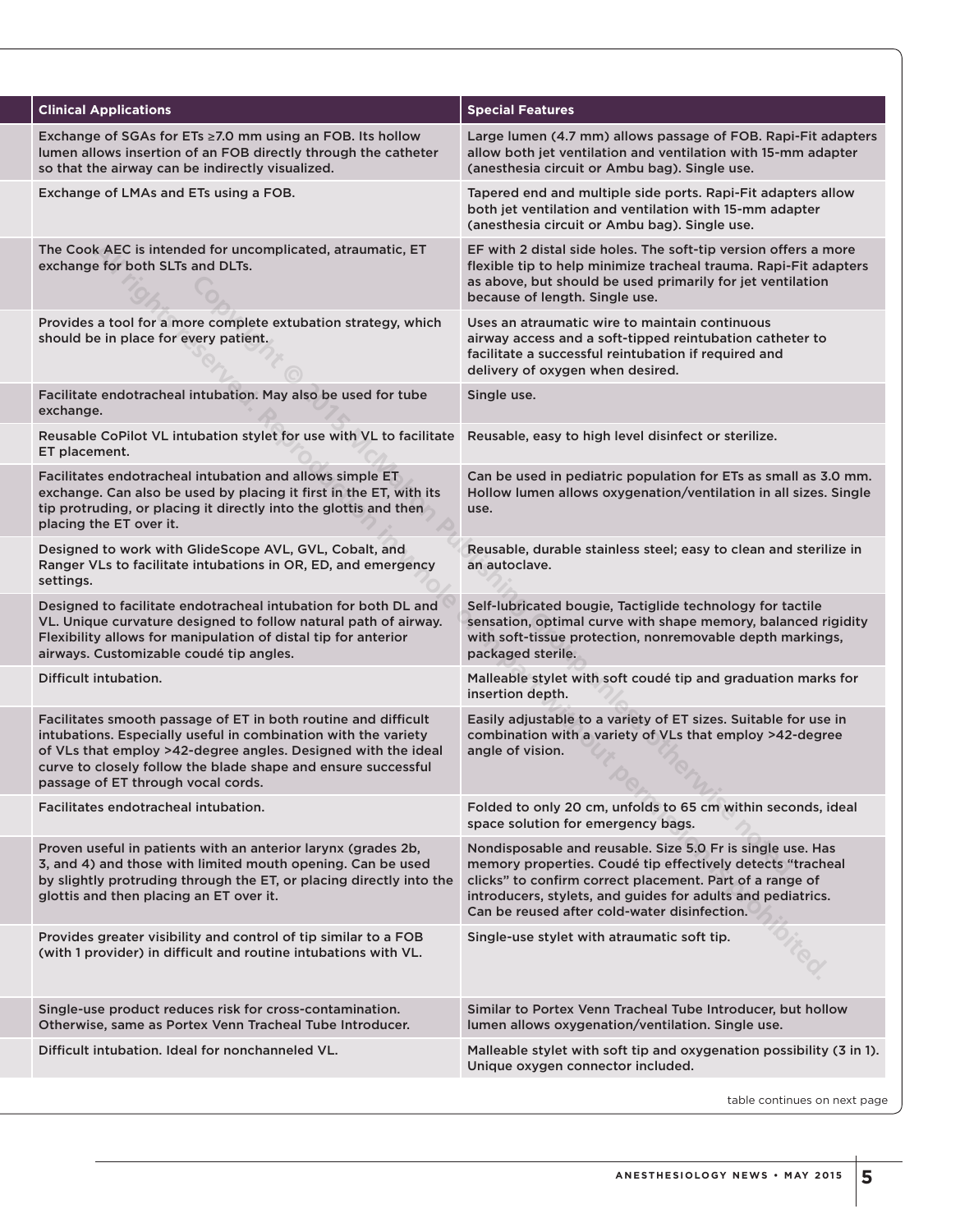| Clinical Applications | Special Features |
| --- | --- |
| Exchange of SGAs for ETs ≥7.0 mm using an FOB. Its hollow lumen allows insertion of an FOB directly through the catheter so that the airway can be indirectly visualized. | Large lumen (4.7 mm) allows passage of FOB. Rapi-Fit adapters allow both jet ventilation and ventilation with 15-mm adapter (anesthesia circuit or Ambu bag). Single use. |
| Exchange of LMAs and ETs using a FOB. | Tapered end and multiple side ports. Rapi-Fit adapters allow both jet ventilation and ventilation with 15-mm adapter (anesthesia circuit or Ambu bag). Single use. |
| The Cook AEC is intended for uncomplicated, atraumatic, ET exchange for both SLTs and DLTs. | EF with 2 distal side holes. The soft-tip version offers a more flexible tip to help minimize tracheal trauma. Rapi-Fit adapters as above, but should be used primarily for jet ventilation because of length. Single use. |
| Provides a tool for a more complete extubation strategy, which should be in place for every patient. | Uses an atraumatic wire to maintain continuous airway access and a soft-tipped reintubation catheter to facilitate a successful reintubation if required and delivery of oxygen when desired. |
| Facilitate endotracheal intubation. May also be used for tube exchange. | Single use. |
| Reusable CoPilot VL intubation stylet for use with VL to facilitate ET placement. | Reusable, easy to high level disinfect or sterilize. |
| Facilitates endotracheal intubation and allows simple ET exchange. Can also be used by placing it first in the ET, with its tip protruding, or placing it directly into the glottis and then placing the ET over it. | Can be used in pediatric population for ETs as small as 3.0 mm. Hollow lumen allows oxygenation/ventilation in all sizes. Single use. |
| Designed to work with GlideScope AVL, GVL, Cobalt, and Ranger VLs to facilitate intubations in OR, ED, and emergency settings. | Reusable, durable stainless steel; easy to clean and sterilize in an autoclave. |
| Designed to facilitate endotracheal intubation for both DL and VL. Unique curvature designed to follow natural path of airway. Flexibility allows for manipulation of distal tip for anterior airways. Customizable coudé tip angles. | Self-lubricated bougie, Tactiglide technology for tactile sensation, optimal curve with shape memory, balanced rigidity with soft-tissue protection, nonremovable depth markings, packaged sterile. |
| Difficult intubation. | Malleable stylet with soft coudé tip and graduation marks for insertion depth. |
| Facilitates smooth passage of ET in both routine and difficult intubations. Especially useful in combination with the variety of VLs that employ >42-degree angles. Designed with the ideal curve to closely follow the blade shape and ensure successful passage of ET through vocal cords. | Easily adjustable to a variety of ET sizes. Suitable for use in combination with a variety of VLs that employ >42-degree angle of vision. |
| Facilitates endotracheal intubation. | Folded to only 20 cm, unfolds to 65 cm within seconds, ideal space solution for emergency bags. |
| Proven useful in patients with an anterior larynx (grades 2b, 3, and 4) and those with limited mouth opening. Can be used by slightly protruding through the ET, or placing directly into the glottis and then placing an ET over it. | Nondisposable and reusable. Size 5.0 Fr is single use. Has memory properties. Coudé tip effectively detects "tracheal clicks" to confirm correct placement. Part of a range of introducers, stylets, and guides for adults and pediatrics. Can be reused after cold-water disinfection. |
| Provides greater visibility and control of tip similar to a FOB (with 1 provider) in difficult and routine intubations with VL. | Single-use stylet with atraumatic soft tip. |
| Single-use product reduces risk for cross-contamination. Otherwise, same as Portex Venn Tracheal Tube Introducer. | Similar to Portex Venn Tracheal Tube Introducer, but hollow lumen allows oxygenation/ventilation. Single use. |
| Difficult intubation. Ideal for nonchanneled VL. | Malleable stylet with soft tip and oxygenation possibility (3 in 1). Unique oxygen connector included. |

table continues on next page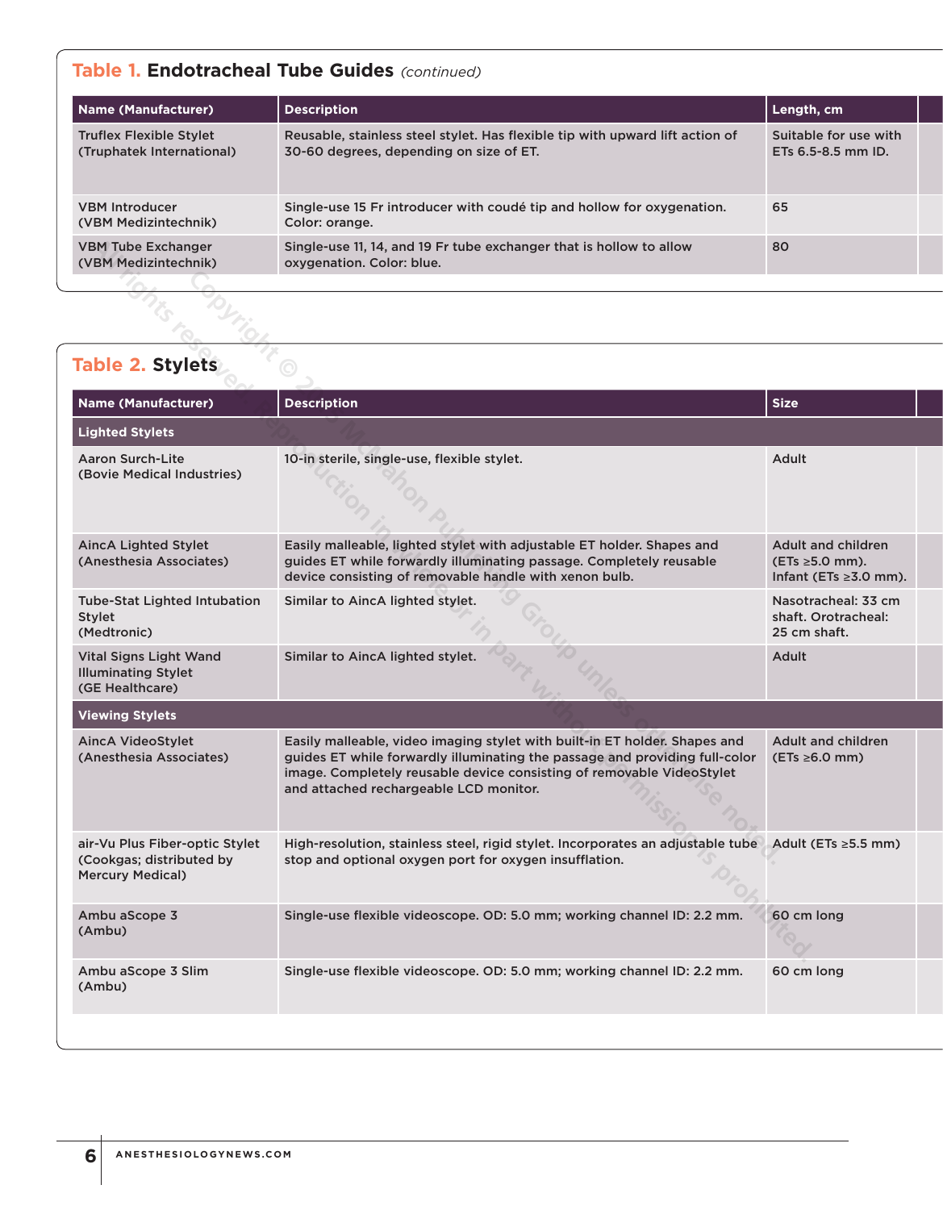## Table 1. Endotracheal Tube Guides *(continued)*

| Name (Manufacturer) | Description | Length, cm |
| --- | --- | --- |
| Truflex Flexible Stylet (Truphatek International) | Reusable, stainless steel stylet. Has flexible tip with upward lift action of 30-60 degrees, depending on size of ET. | Suitable for use with ETs 6.5-8.5 mm ID. |
| VBM Introducer (VBM Medizintechnik) | Single-use 15 Fr introducer with coudé tip and hollow for oxygenation. Color: orange. | 65 |
| VBM Tube Exchanger (VBM Medizintechnik) | Single-use 11, 14, and 19 Fr tube exchanger that is hollow to allow oxygenation. Color: blue. | 80 |

## Table 2. Stylets

| Name (Manufacturer) | Description | Size |
| --- | --- | --- |
| **Lighted Stylets** | | |
| Aaron Surch-Lite (Bovie Medical Industries) | 10-in sterile, single-use, flexible stylet. | Adult |
| AincA Lighted Stylet (Anesthesia Associates) | Easily malleable, lighted stylet with adjustable ET holder. Shapes and guides ET while forwardly illuminating passage. Completely reusable device consisting of removable handle with xenon bulb. | Adult and children (ETs ≥5.0 mm). Infant (ETs ≥3.0 mm). |
| Tube-Stat Lighted Intubation Stylet (Medtronic) | Similar to AincA lighted stylet. | Nasotracheal: 33 cm shaft. Orotracheal: 25 cm shaft. |
| Vital Signs Light Wand Illuminating Stylet (GE Healthcare) | Similar to AincA lighted stylet. | Adult |
| **Viewing Stylets** | | |
| AincA VideoStylet (Anesthesia Associates) | Easily malleable, video imaging stylet with built-in ET holder. Shapes and guides ET while forwardly illuminating the passage and providing full-color image. Completely reusable device consisting of removable VideoStylet and attached rechargeable LCD monitor. | Adult and children (ETs ≥6.0 mm) |
| air-Vu Plus Fiber-optic Stylet (Cookgas; distributed by Mercury Medical) | High-resolution, stainless steel, rigid stylet. Incorporates an adjustable tube stop and optional oxygen port for oxygen insufflation. | Adult (ETs ≥5.5 mm) |
| Ambu aScope 3 (Ambu) | Single-use flexible videoscope. OD: 5.0 mm; working channel ID: 2.2 mm. | 60 cm long |
| Ambu aScope 3 Slim (Ambu) | Single-use flexible videoscope. OD: 5.0 mm; working channel ID: 2.2 mm. | 60 cm long |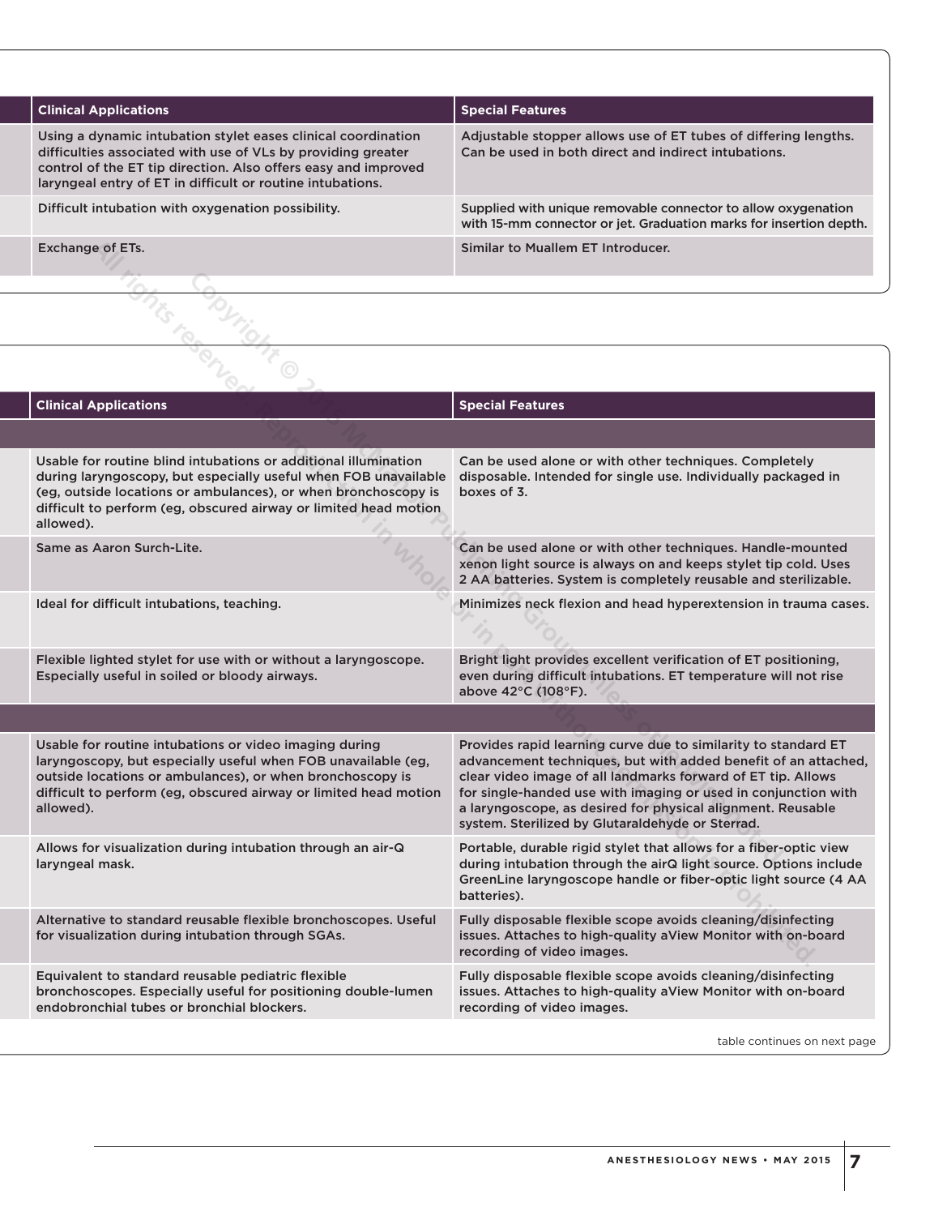| Clinical Applications | Special Features |
| --- | --- |
| Using a dynamic intubation stylet eases clinical coordination difficulties associated with use of VLs by providing greater control of the ET tip direction. Also offers easy and improved laryngeal entry of ET in difficult or routine intubations. | Adjustable stopper allows use of ET tubes of differing lengths. Can be used in both direct and indirect intubations. |
| Difficult intubation with oxygenation possibility. | Supplied with unique removable connector to allow oxygenation with 15-mm connector or jet. Graduation marks for insertion depth. |
| Exchange of ETs. | Similar to Muallem ET Introducer. |

| Clinical Applications | Special Features |
| --- | --- |
| | |
| Usable for routine blind intubations or additional illumination during laryngoscopy, but especially useful when FOB unavailable (eg, outside locations or ambulances), or when bronchoscopy is difficult to perform (eg, obscured airway or limited head motion allowed). | Can be used alone or with other techniques. Completely disposable. Intended for single use. Individually packaged in boxes of 3. |
| Same as Aaron Surch-Lite. | Can be used alone or with other techniques. Handle-mounted xenon light source is always on and keeps stylet tip cold. Uses 2 AA batteries. System is completely reusable and sterilizable. |
| Ideal for difficult intubations, teaching. | Minimizes neck flexion and head hyperextension in trauma cases. |
| Flexible lighted stylet for use with or without a laryngoscope. Especially useful in soiled or bloody airways. | Bright light provides excellent verification of ET positioning, even during difficult intubations. ET temperature will not rise above 42°C (108°F). |
| | |
| Usable for routine intubations or video imaging during laryngoscopy, but especially useful when FOB unavailable (eg, outside locations or ambulances), or when bronchoscopy is difficult to perform (eg, obscured airway or limited head motion allowed). | Provides rapid learning curve due to similarity to standard ET advancement techniques, but with added benefit of an attached, clear video image of all landmarks forward of ET tip. Allows for single-handed use with imaging or used in conjunction with a laryngoscope, as desired for physical alignment. Reusable system. Sterilized by Glutaraldehyde or Sterrad. |
| Allows for visualization during intubation through an air-Q laryngeal mask. | Portable, durable rigid stylet that allows for a fiber-optic view during intubation through the airQ light source. Options include GreenLine laryngoscope handle or fiber-optic light source (4 AA batteries). |
| Alternative to standard reusable flexible bronchoscopes. Useful for visualization during intubation through SGAs. | Fully disposable flexible scope avoids cleaning/disinfecting issues. Attaches to high-quality aView Monitor with on-board recording of video images. |
| Equivalent to standard reusable pediatric flexible bronchoscopes. Especially useful for positioning double-lumen endobronchial tubes or bronchial blockers. | Fully disposable flexible scope avoids cleaning/disinfecting issues. Attaches to high-quality aView Monitor with on-board recording of video images. |

table continues on next page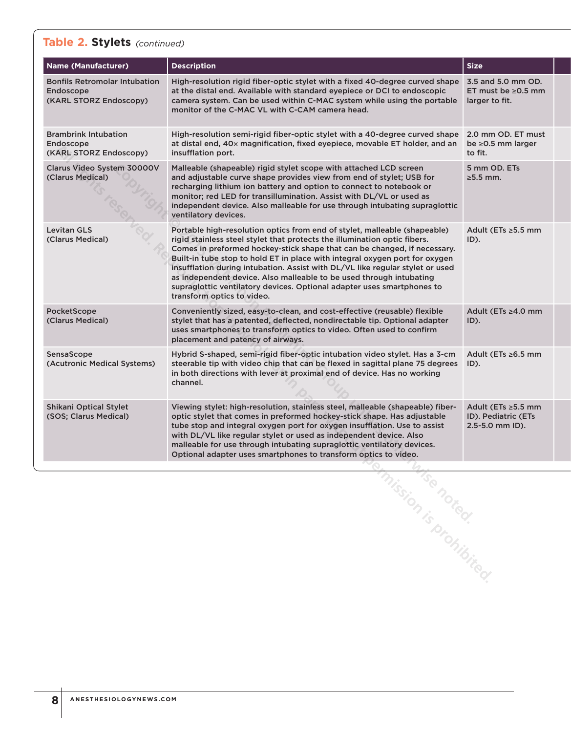**Table 2. Stylets** *(continued)*

| Name (Manufacturer) | Description | Size |
|---|---|---|
| Bonfils Retromolar Intubation Endoscope (KARL STORZ Endoscopy) | High-resolution rigid fiber-optic stylet with a fixed 40-degree curved shape at the distal end. Available with standard eyepiece or DCI to endoscopic camera system. Can be used within C-MAC system while using the portable monitor of the C-MAC VL with C-CAM camera head. | 3.5 and 5.0 mm OD. ET must be ≥0.5 mm larger to fit. |
| Brambrink Intubation Endoscope (KARL STORZ Endoscopy) | High-resolution semi-rigid fiber-optic stylet with a 40-degree curved shape at distal end, 40× magnification, fixed eyepiece, movable ET holder, and an insufflation port. | 2.0 mm OD. ET must be ≥0.5 mm larger to fit. |
| Clarus Video System 30000V (Clarus Medical) | Malleable (shapeable) rigid stylet scope with attached LCD screen and adjustable curve shape provides view from end of stylet; USB for recharging lithium ion battery and option to connect to notebook or monitor; red LED for transillumination. Assist with DL/VL or used as independent device. Also malleable for use through intubating supraglottic ventilatory devices. | 5 mm OD. ETs ≥5.5 mm. |
| Levitan GLS (Clarus Medical) | Portable high-resolution optics from end of stylet, malleable (shapeable) rigid stainless steel stylet that protects the illumination optic fibers. Comes in preformed hockey-stick shape that can be changed, if necessary. Built-in tube stop to hold ET in place with integral oxygen port for oxygen insufflation during intubation. Assist with DL/VL like regular stylet or used as independent device. Also malleable to be used through intubating supraglottic ventilatory devices. Optional adapter uses smartphones to transform optics to video. | Adult (ETs ≥5.5 mm ID). |
| PocketScope (Clarus Medical) | Conveniently sized, easy-to-clean, and cost-effective (reusable) flexible stylet that has a patented, deflected, nondirectable tip. Optional adapter uses smartphones to transform optics to video. Often used to confirm placement and patency of airways. | Adult (ETs ≥4.0 mm ID). |
| SensaScope (Acutronic Medical Systems) | Hybrid S-shaped, semi-rigid fiber-optic intubation video stylet. Has a 3-cm steerable tip with video chip that can be flexed in sagittal plane 75 degrees in both directions with lever at proximal end of device. Has no working channel. | Adult (ETs ≥6.5 mm ID). |
| Shikani Optical Stylet (SOS; Clarus Medical) | Viewing stylet: high-resolution, stainless steel, malleable (shapeable) fiber-optic stylet that comes in preformed hockey-stick shape. Has adjustable tube stop and integral oxygen port for oxygen insufflation. Use to assist with DL/VL like regular stylet or used as independent device. Also malleable for use through intubating supraglottic ventilatory devices. Optional adapter uses smartphones to transform optics to video. | Adult (ETs ≥5.5 mm ID). Pediatric (ETs 2.5-5.0 mm ID). |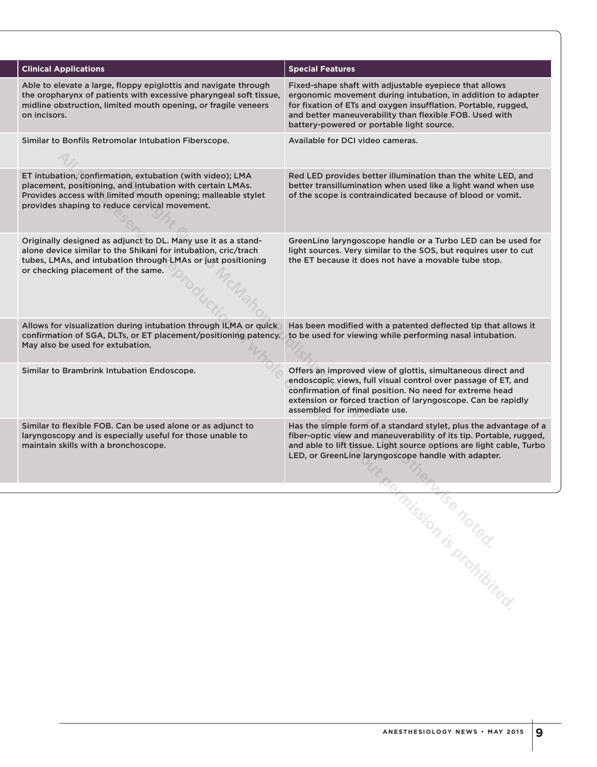| Clinical Applications | Special Features |
|---|---|
| Able to elevate a large, floppy epiglottis and navigate through the oropharynx of patients with excessive pharyngeal soft tissue, midline obstruction, limited mouth opening, or fragile veneers on incisors. | Fixed-shape shaft with adjustable eyepiece that allows ergonomic movement during intubation, in addition to adapter for fixation of ETs and oxygen insufflation. Portable, rugged, and better maneuverability than flexible FOB. Used with battery-powered or portable light source. |
| Similar to Bonfils Retromolar Intubation Fiberscope. | Available for DCI video cameras. |
| ET intubation, confirmation, extubation (with video); LMA placement, positioning, and intubation with certain LMAs. Provides access with limited mouth opening; malleable stylet provides shaping to reduce cervical movement. | Red LED provides better illumination than the white LED, and better transillumination when used like a light wand when use of the scope is contraindicated because of blood or vomit. |
| Originally designed as adjunct to DL. Many use it as a stand-alone device similar to the Shikani for intubation, cric/trach tubes, LMAs, and intubation through LMAs or just positioning or checking placement of the same. | GreenLine laryngoscope handle or a Turbo LED can be used for light sources. Very similar to the SOS, but requires user to cut the ET because it does not have a movable tube stop. |
| Allows for visualization during intubation through ILMA or quick confirmation of SGA, DLTs, or ET placement/positioning patency. May also be used for extubation. | Has been modified with a patented deflected tip that allows it to be used for viewing while performing nasal intubation. |
| Similar to Brambrink Intubation Endoscope. | Offers an improved view of glottis, simultaneous direct and endoscopic views, full visual control over passage of ET, and confirmation of final position. No need for extreme head extension or forced traction of laryngoscope. Can be rapidly assembled for immediate use. |
| Similar to flexible FOB. Can be used alone or as adjunct to laryngoscopy and is especially useful for those unable to maintain skills with a bronchoscope. | Has the simple form of a standard stylet, plus the advantage of a fiber-optic view and maneuverability of its tip. Portable, rugged, and able to lift tissue. Light source options are light cable, Turbo LED, or GreenLine laryngoscope handle with adapter. |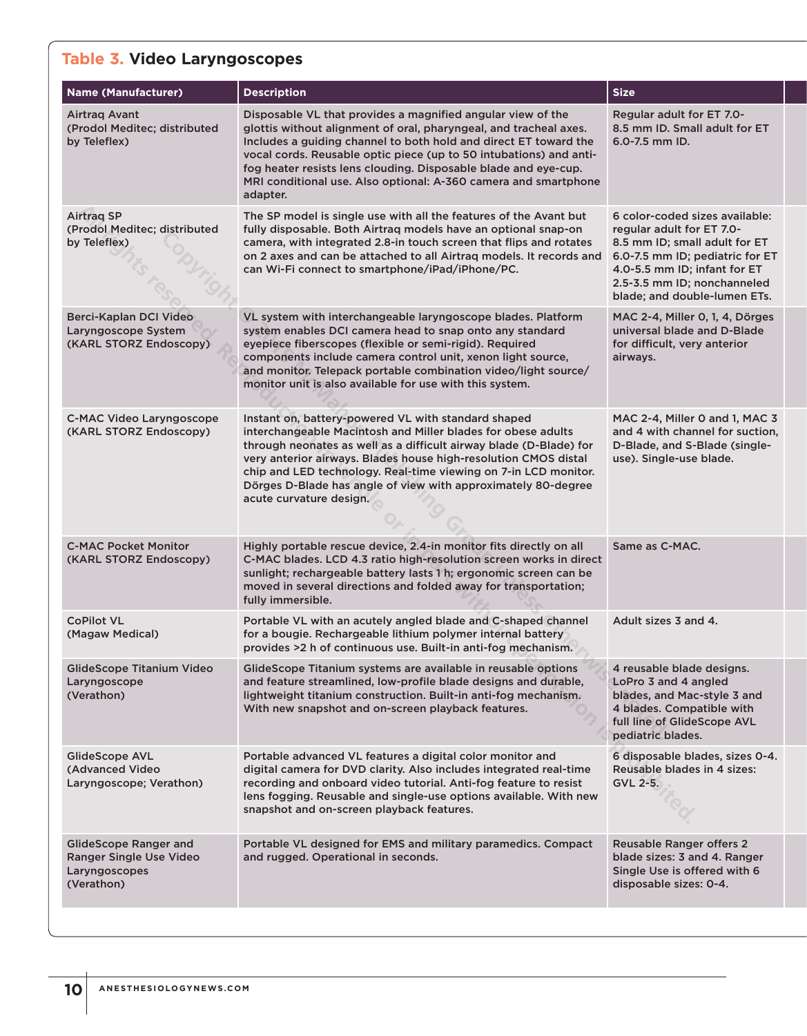## Table 3. Video Laryngoscopes

| Name (Manufacturer) | Description | Size |
|---|---|---|
| Airtraq Avant (Prodol Meditec; distributed by Teleflex) | Disposable VL that provides a magnified angular view of the glottis without alignment of oral, pharyngeal, and tracheal axes. Includes a guiding channel to both hold and direct ET toward the vocal cords. Reusable optic piece (up to 50 intubations) and anti-fog heater resists lens clouding. Disposable blade and eye-cup. MRI conditional use. Also optional: A-360 camera and smartphone adapter. | Regular adult for ET 7.0-8.5 mm ID. Small adult for ET 6.0-7.5 mm ID. |
| Airtraq SP (Prodol Meditec; distributed by Teleflex) | The SP model is single use with all the features of the Avant but fully disposable. Both Airtraq models have an optional snap-on camera, with integrated 2.8-in touch screen that flips and rotates on 2 axes and can be attached to all Airtraq models. It records and can Wi-Fi connect to smartphone/iPad/iPhone/PC. | 6 color-coded sizes available: regular adult for ET 7.0-8.5 mm ID; small adult for ET 6.0-7.5 mm ID; pediatric for ET 4.0-5.5 mm ID; infant for ET 2.5-3.5 mm ID; nonchanneled blade; and double-lumen ETs. |
| Berci-Kaplan DCI Video Laryngoscope System (KARL STORZ Endoscopy) | VL system with interchangeable laryngoscope blades. Platform system enables DCI camera head to snap onto any standard eyepiece fiberscopes (flexible or semi-rigid). Required components include camera control unit, xenon light source, and monitor. Telepack portable combination video/light source/monitor unit is also available for use with this system. | MAC 2-4, Miller 0, 1, 4, Dörges universal blade and D-Blade for difficult, very anterior airways. |
| C-MAC Video Laryngoscope (KARL STORZ Endoscopy) | Instant on, battery-powered VL with standard shaped interchangeable Macintosh and Miller blades for obese adults through neonates as well as a difficult airway blade (D-Blade) for very anterior airways. Blades house high-resolution CMOS distal chip and LED technology. Real-time viewing on 7-in LCD monitor. Dörges D-Blade has angle of view with approximately 80-degree acute curvature design. | MAC 2-4, Miller 0 and 1, MAC 3 and 4 with channel for suction, D-Blade, and S-Blade (single-use). Single-use blade. |
| C-MAC Pocket Monitor (KARL STORZ Endoscopy) | Highly portable rescue device, 2.4-in monitor fits directly on all C-MAC blades. LCD 4.3 ratio high-resolution screen works in direct sunlight; rechargeable battery lasts 1 h; ergonomic screen can be moved in several directions and folded away for transportation; fully immersible. | Same as C-MAC. |
| CoPilot VL (Magaw Medical) | Portable VL with an acutely angled blade and C-shaped channel for a bougie. Rechargeable lithium polymer internal battery provides >2 h of continuous use. Built-in anti-fog mechanism. | Adult sizes 3 and 4. |
| GlideScope Titanium Video Laryngoscope (Verathon) | GlideScope Titanium systems are available in reusable options and feature streamlined, low-profile blade designs and durable, lightweight titanium construction. Built-in anti-fog mechanism. With new snapshot and on-screen playback features. | 4 reusable blade designs. LoPro 3 and 4 angled blades, and Mac-style 3 and 4 blades. Compatible with full line of GlideScope AVL pediatric blades. |
| GlideScope AVL (Advanced Video Laryngoscope; Verathon) | Portable advanced VL features a digital color monitor and digital camera for DVD clarity. Also includes integrated real-time recording and onboard video tutorial. Anti-fog feature to resist lens fogging. Reusable and single-use options available. With new snapshot and on-screen playback features. | 6 disposable blades, sizes 0-4. Reusable blades in 4 sizes: GVL 2-5. |
| GlideScope Ranger and Ranger Single Use Video Laryngoscopes (Verathon) | Portable VL designed for EMS and military paramedics. Compact and rugged. Operational in seconds. | Reusable Ranger offers 2 blade sizes: 3 and 4. Ranger Single Use is offered with 6 disposable sizes: 0-4. |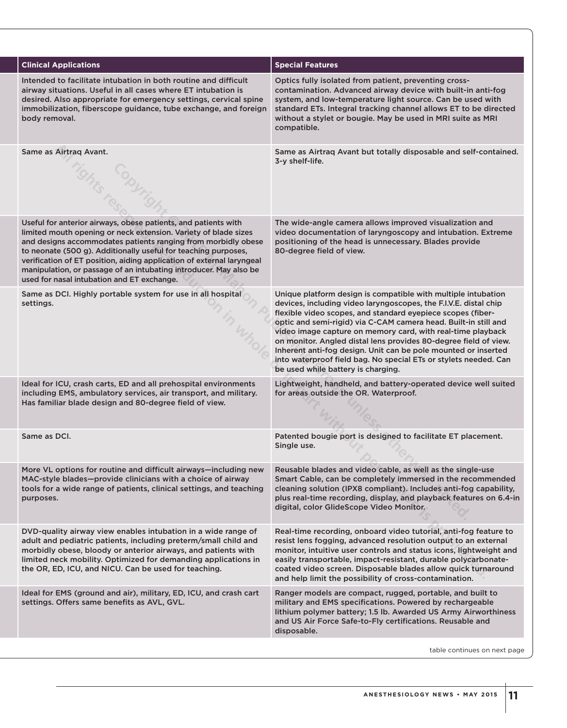| Clinical Applications | Special Features |
| --- | --- |
| Intended to facilitate intubation in both routine and difficult airway situations. Useful in all cases where ET intubation is desired. Also appropriate for emergency settings, cervical spine immobilization, fiberscope guidance, tube exchange, and foreign body removal. | Optics fully isolated from patient, preventing cross-contamination. Advanced airway device with built-in anti-fog system, and low-temperature light source. Can be used with standard ETs. Integral tracking channel allows ET to be directed without a stylet or bougie. May be used in MRI suite as MRI compatible. |
| Same as Airtraq Avant. | Same as Airtraq Avant but totally disposable and self-contained. 3-y shelf-life. |
| Useful for anterior airways, obese patients, and patients with limited mouth opening or neck extension. Variety of blade sizes and designs accommodates patients ranging from morbidly obese to neonate (500 g). Additionally useful for teaching purposes, verification of ET position, aiding application of external laryngeal manipulation, or passage of an intubating introducer. May also be used for nasal intubation and ET exchange. | The wide-angle camera allows improved visualization and video documentation of laryngoscopy and intubation. Extreme positioning of the head is unnecessary. Blades provide 80-degree field of view. |
| Same as DCI. Highly portable system for use in all hospital settings. | Unique platform design is compatible with multiple intubation devices, including video laryngoscopes, the F.I.V.E. distal chip flexible video scopes, and standard eyepiece scopes (fiber-optic and semi-rigid) via C-CAM camera head. Built-in still and video image capture on memory card, with real-time playback on monitor. Angled distal lens provides 80-degree field of view. Inherent anti-fog design. Unit can be pole mounted or inserted into waterproof field bag. No special ETs or stylets needed. Can be used while battery is charging. |
| Ideal for ICU, crash carts, ED and all prehospital environments including EMS, ambulatory services, air transport, and military. Has familiar blade design and 80-degree field of view. | Lightweight, handheld, and battery-operated device well suited for areas outside the OR. Waterproof. |
| Same as DCI. | Patented bougie port is designed to facilitate ET placement. Single use. |
| More VL options for routine and difficult airways—including new MAC-style blades—provide clinicians with a choice of airway tools for a wide range of patients, clinical settings, and teaching purposes. | Reusable blades and video cable, as well as the single-use Smart Cable, can be completely immersed in the recommended cleaning solution (IPX8 compliant). Includes anti-fog capability, plus real-time recording, display, and playback features on 6.4-in digital, color GlideScope Video Monitor. |
| DVD-quality airway view enables intubation in a wide range of adult and pediatric patients, including preterm/small child and morbidly obese, bloody or anterior airways, and patients with limited neck mobility. Optimized for demanding applications in the OR, ED, ICU, and NICU. Can be used for teaching. | Real-time recording, onboard video tutorial, anti-fog feature to resist lens fogging, advanced resolution output to an external monitor, intuitive user controls and status icons, lightweight and easily transportable, impact-resistant, durable polycarbonate-coated video screen. Disposable blades allow quick turnaround and help limit the possibility of cross-contamination. |
| Ideal for EMS (ground and air), military, ED, ICU, and crash cart settings. Offers same benefits as AVL, GVL. | Ranger models are compact, rugged, portable, and built to military and EMS specifications. Powered by rechargeable lithium polymer battery; 1.5 lb. Awarded US Army Airworthiness and US Air Force Safe-to-Fly certifications. Reusable and disposable. |

table continues on next page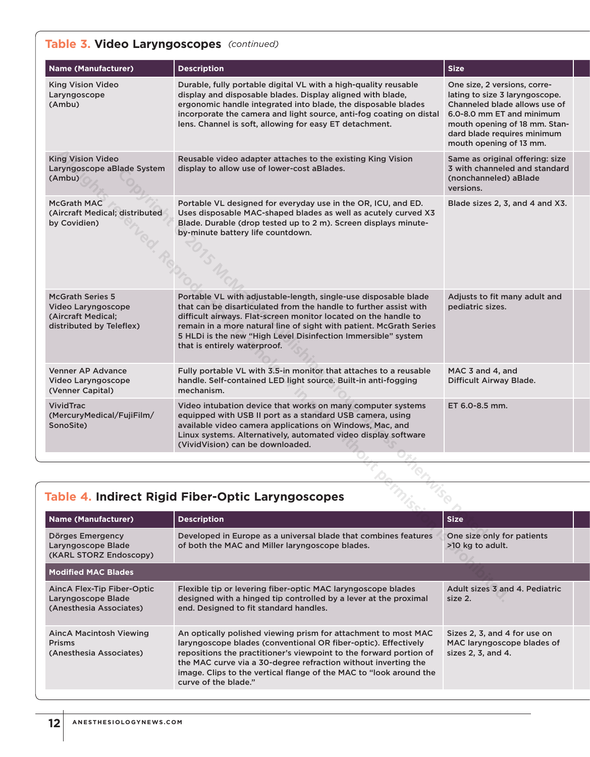## Table 3. Video Laryngoscopes *(continued)*

| Name (Manufacturer) | Description | Size |
|---|---|---|
| King Vision Video Laryngoscope (Ambu) | Durable, fully portable digital VL with a high-quality reusable display and disposable blades. Display aligned with blade, ergonomic handle integrated into blade, the disposable blades incorporate the camera and light source, anti-fog coating on distal lens. Channel is soft, allowing for easy ET detachment. | One size, 2 versions, correlating to size 3 laryngoscope. Channeled blade allows use of 6.0-8.0 mm ET and minimum mouth opening of 18 mm. Standard blade requires minimum mouth opening of 13 mm. |
| King Vision Video Laryngoscope aBlade System (Ambu) | Reusable video adapter attaches to the existing King Vision display to allow use of lower-cost aBlades. | Same as original offering: size 3 with channeled and standard (nonchanneled) aBlade versions. |
| McGrath MAC (Aircraft Medical; distributed by Covidien) | Portable VL designed for everyday use in the OR, ICU, and ED. Uses disposable MAC-shaped blades as well as acutely curved X3 Blade. Durable (drop tested up to 2 m). Screen displays minute-by-minute battery life countdown. | Blade sizes 2, 3, and 4 and X3. |
| McGrath Series 5 Video Laryngoscope (Aircraft Medical; distributed by Teleflex) | Portable VL with adjustable-length, single-use disposable blade that can be disarticulated from the handle to further assist with difficult airways. Flat-screen monitor located on the handle to remain in a more natural line of sight with patient. McGrath Series 5 HLDi is the new "High Level Disinfection Immersible" system that is entirely waterproof. | Adjusts to fit many adult and pediatric sizes. |
| Venner AP Advance Video Laryngoscope (Venner Capital) | Fully portable VL with 3.5-in monitor that attaches to a reusable handle. Self-contained LED light source. Built-in anti-fogging mechanism. | MAC 3 and 4, and Difficult Airway Blade. |
| VividTrac (MercuryMedical/FujiFilm/SonoSite) | Video intubation device that works on many computer systems equipped with USB II port as a standard USB camera, using available video camera applications on Windows, Mac, and Linux systems. Alternatively, automated video display software (VividVision) can be downloaded. | ET 6.0-8.5 mm. |

## Table 4. Indirect Rigid Fiber-Optic Laryngoscopes

| Name (Manufacturer) | Description | Size |
|---|---|---|
| Dörges Emergency Laryngoscope Blade (KARL STORZ Endoscopy) | Developed in Europe as a universal blade that combines features of both the MAC and Miller laryngoscope blades. | One size only for patients >10 kg to adult. |
| **Modified MAC Blades** | | |
| AincA Flex-Tip Fiber-Optic Laryngoscope Blade (Anesthesia Associates) | Flexible tip or levering fiber-optic MAC laryngoscope blades designed with a hinged tip controlled by a lever at the proximal end. Designed to fit standard handles. | Adult sizes 3 and 4. Pediatric size 2. |
| AincA Macintosh Viewing Prisms (Anesthesia Associates) | An optically polished viewing prism for attachment to most MAC laryngoscope blades (conventional OR fiber-optic). Effectively repositions the practitioner's viewpoint to the forward portion of the MAC curve via a 30-degree refraction without inverting the image. Clips to the vertical flange of the MAC to "look around the curve of the blade." | Sizes 2, 3, and 4 for use on MAC laryngoscope blades of sizes 2, 3, and 4. |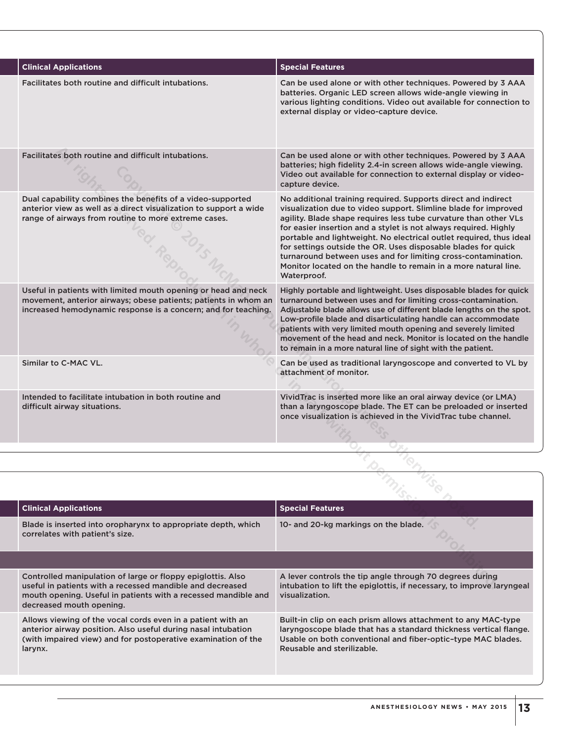| Clinical Applications | Special Features |
|---|---|
| Facilitates both routine and difficult intubations. | Can be used alone or with other techniques. Powered by 3 AAA batteries. Organic LED screen allows wide-angle viewing in various lighting conditions. Video out available for connection to external display or video-capture device. |
| Facilitates both routine and difficult intubations. | Can be used alone or with other techniques. Powered by 3 AAA batteries; high fidelity 2.4-in screen allows wide-angle viewing. Video out available for connection to external display or video-capture device. |
| Dual capability combines the benefits of a video-supported anterior view as well as a direct visualization to support a wide range of airways from routine to more extreme cases. | No additional training required. Supports direct and indirect visualization due to video support. Slimline blade for improved agility. Blade shape requires less tube curvature than other VLs for easier insertion and a stylet is not always required. Highly portable and lightweight. No electrical outlet required, thus ideal for settings outside the OR. Uses disposable blades for quick turnaround between uses and for limiting cross-contamination. Monitor located on the handle to remain in a more natural line. Waterproof. |
| Useful in patients with limited mouth opening or head and neck movement, anterior airways; obese patients; patients in whom an increased hemodynamic response is a concern; and for teaching. | Highly portable and lightweight. Uses disposable blades for quick turnaround between uses and for limiting cross-contamination. Adjustable blade allows use of different blade lengths on the spot. Low-profile blade and disarticulating handle can accommodate patients with very limited mouth opening and severely limited movement of the head and neck. Monitor is located on the handle to remain in a more natural line of sight with the patient. |
| Similar to C-MAC VL. | Can be used as traditional laryngoscope and converted to VL by attachment of monitor. |
| Intended to facilitate intubation in both routine and difficult airway situations. | VividTrac is inserted more like an oral airway device (or LMA) than a laryngoscope blade. The ET can be preloaded or inserted once visualization is achieved in the VividTrac tube channel. |

| Clinical Applications | Special Features |
|---|---|
| Blade is inserted into oropharynx to appropriate depth, which correlates with patient's size. | 10- and 20-kg markings on the blade. |
| | |
| Controlled manipulation of large or floppy epiglottis. Also useful in patients with a recessed mandible and decreased mouth opening. Useful in patients with a recessed mandible and decreased mouth opening. | A lever controls the tip angle through 70 degrees during intubation to lift the epiglottis, if necessary, to improve laryngeal visualization. |
| Allows viewing of the vocal cords even in a patient with an anterior airway position. Also useful during nasal intubation (with impaired view) and for postoperative examination of the larynx. | Built-in clip on each prism allows attachment to any MAC-type laryngoscope blade that has a standard thickness vertical flange. Usable on both conventional and fiber-optic–type MAC blades. Reusable and sterilizable. |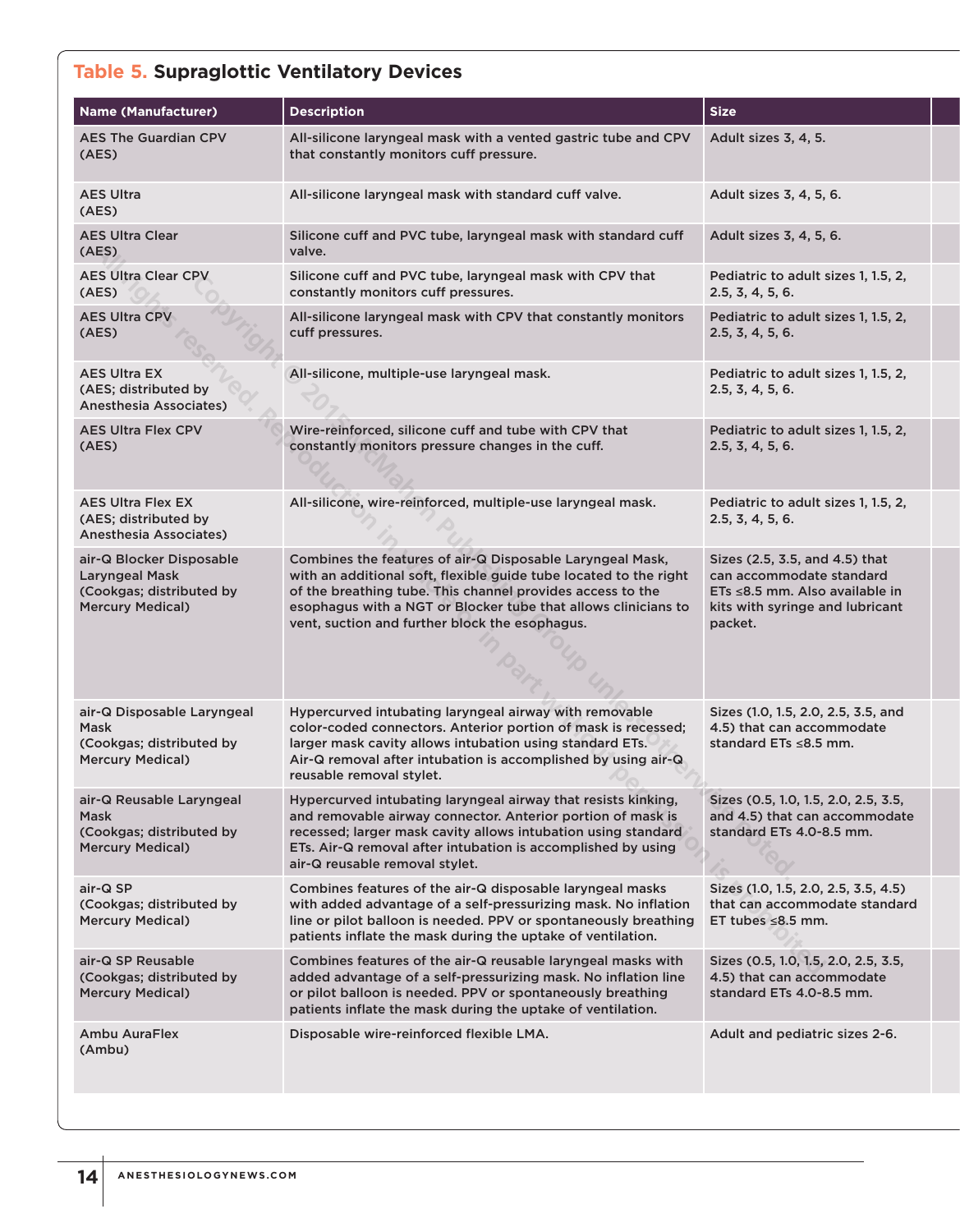## Table 5. Supraglottic Ventilatory Devices

| Name (Manufacturer) | Description | Size |
|---|---|---|
| AES The Guardian CPV (AES) | All-silicone laryngeal mask with a vented gastric tube and CPV that constantly monitors cuff pressure. | Adult sizes 3, 4, 5. |
| AES Ultra (AES) | All-silicone laryngeal mask with standard cuff valve. | Adult sizes 3, 4, 5, 6. |
| AES Ultra Clear (AES) | Silicone cuff and PVC tube, laryngeal mask with standard cuff valve. | Adult sizes 3, 4, 5, 6. |
| AES Ultra Clear CPV (AES) | Silicone cuff and PVC tube, laryngeal mask with CPV that constantly monitors cuff pressures. | Pediatric to adult sizes 1, 1.5, 2, 2.5, 3, 4, 5, 6. |
| AES Ultra CPV (AES) | All-silicone laryngeal mask with CPV that constantly monitors cuff pressures. | Pediatric to adult sizes 1, 1.5, 2, 2.5, 3, 4, 5, 6. |
| AES Ultra EX (AES; distributed by Anesthesia Associates) | All-silicone, multiple-use laryngeal mask. | Pediatric to adult sizes 1, 1.5, 2, 2.5, 3, 4, 5, 6. |
| AES Ultra Flex CPV (AES) | Wire-reinforced, silicone cuff and tube with CPV that constantly monitors pressure changes in the cuff. | Pediatric to adult sizes 1, 1.5, 2, 2.5, 3, 4, 5, 6. |
| AES Ultra Flex EX (AES; distributed by Anesthesia Associates) | All-silicone, wire-reinforced, multiple-use laryngeal mask. | Pediatric to adult sizes 1, 1.5, 2, 2.5, 3, 4, 5, 6. |
| air-Q Blocker Disposable Laryngeal Mask (Cookgas; distributed by Mercury Medical) | Combines the features of air-Q Disposable Laryngeal Mask, with an additional soft, flexible guide tube located to the right of the breathing tube. This channel provides access to the esophagus with a NGT or Blocker tube that allows clinicians to vent, suction and further block the esophagus. | Sizes (2.5, 3.5, and 4.5) that can accommodate standard ETs ≤8.5 mm. Also available in kits with syringe and lubricant packet. |
| air-Q Disposable Laryngeal Mask (Cookgas; distributed by Mercury Medical) | Hypercurved intubating laryngeal airway with removable color-coded connectors. Anterior portion of mask is recessed; larger mask cavity allows intubation using standard ETs. Air-Q removal after intubation is accomplished by using air-Q reusable removal stylet. | Sizes (1.0, 1.5, 2.0, 2.5, 3.5, and 4.5) that can accommodate standard ETs ≤8.5 mm. |
| air-Q Reusable Laryngeal Mask (Cookgas; distributed by Mercury Medical) | Hypercurved intubating laryngeal airway that resists kinking, and removable airway connector. Anterior portion of mask is recessed; larger mask cavity allows intubation using standard ETs. Air-Q removal after intubation is accomplished by using air-Q reusable removal stylet. | Sizes (0.5, 1.0, 1.5, 2.0, 2.5, 3.5, and 4.5) that can accommodate standard ETs 4.0-8.5 mm. |
| air-Q SP (Cookgas; distributed by Mercury Medical) | Combines features of the air-Q disposable laryngeal masks with added advantage of a self-pressurizing mask. No inflation line or pilot balloon is needed. PPV or spontaneously breathing patients inflate the mask during the uptake of ventilation. | Sizes (1.0, 1.5, 2.0, 2.5, 3.5, 4.5) that can accommodate standard ET tubes ≤8.5 mm. |
| air-Q SP Reusable (Cookgas; distributed by Mercury Medical) | Combines features of the air-Q reusable laryngeal masks with added advantage of a self-pressurizing mask. No inflation line or pilot balloon is needed. PPV or spontaneously breathing patients inflate the mask during the uptake of ventilation. | Sizes (0.5, 1.0, 1.5, 2.0, 2.5, 3.5, 4.5) that can accommodate standard ETs 4.0-8.5 mm. |
| Ambu AuraFlex (Ambu) | Disposable wire-reinforced flexible LMA. | Adult and pediatric sizes 2-6. |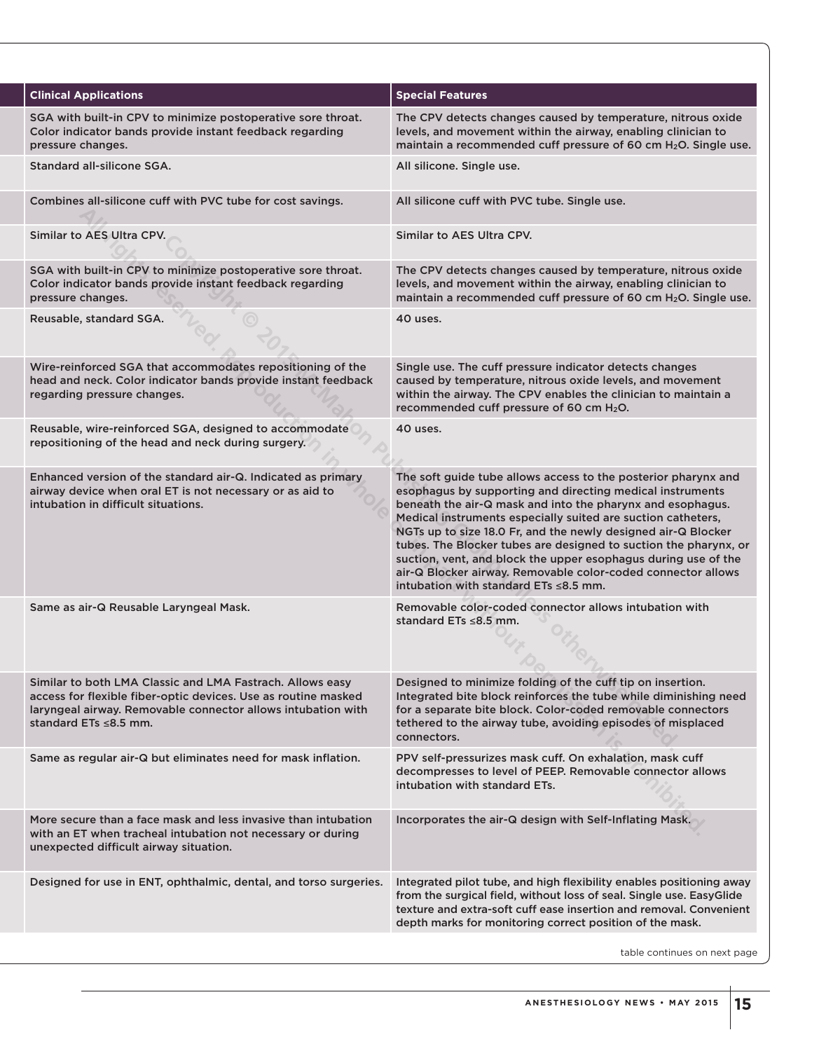| Clinical Applications | Special Features |
|---|---|
| SGA with built-in CPV to minimize postoperative sore throat. Color indicator bands provide instant feedback regarding pressure changes. | The CPV detects changes caused by temperature, nitrous oxide levels, and movement within the airway, enabling clinician to maintain a recommended cuff pressure of 60 cm $H_2O$. Single use. |
| Standard all-silicone SGA. | All silicone. Single use. |
| Combines all-silicone cuff with PVC tube for cost savings. | All silicone cuff with PVC tube. Single use. |
| Similar to AES Ultra CPV. | Similar to AES Ultra CPV. |
| SGA with built-in CPV to minimize postoperative sore throat. Color indicator bands provide instant feedback regarding pressure changes. | The CPV detects changes caused by temperature, nitrous oxide levels, and movement within the airway, enabling clinician to maintain a recommended cuff pressure of 60 cm $H_2O$. Single use. |
| Reusable, standard SGA. | 40 uses. |
| Wire-reinforced SGA that accommodates repositioning of the head and neck. Color indicator bands provide instant feedback regarding pressure changes. | Single use. The cuff pressure indicator detects changes caused by temperature, nitrous oxide levels, and movement within the airway. The CPV enables the clinician to maintain a recommended cuff pressure of 60 cm $H_2O$. |
| Reusable, wire-reinforced SGA, designed to accommodate repositioning of the head and neck during surgery. | 40 uses. |
| Enhanced version of the standard air-Q. Indicated as primary airway device when oral ET is not necessary or as aid to intubation in difficult situations. | The soft guide tube allows access to the posterior pharynx and esophagus by supporting and directing medical instruments beneath the air-Q mask and into the pharynx and esophagus. Medical instruments especially suited are suction catheters, NGTs up to size 18.0 Fr, and the newly designed air-Q Blocker tubes. The Blocker tubes are designed to suction the pharynx, or suction, vent, and block the upper esophagus during use of the air-Q Blocker airway. Removable color-coded connector allows intubation with standard ETs ≤8.5 mm. |
| Same as air-Q Reusable Laryngeal Mask. | Removable color-coded connector allows intubation with standard ETs ≤8.5 mm. |
| Similar to both LMA Classic and LMA Fastrach. Allows easy access for flexible fiber-optic devices. Use as routine masked laryngeal airway. Removable connector allows intubation with standard ETs ≤8.5 mm. | Designed to minimize folding of the cuff tip on insertion. Integrated bite block reinforces the tube while diminishing need for a separate bite block. Color-coded removable connectors tethered to the airway tube, avoiding episodes of misplaced connectors. |
| Same as regular air-Q but eliminates need for mask inflation. | PPV self-pressurizes mask cuff. On exhalation, mask cuff decompresses to level of PEEP. Removable connector allows intubation with standard ETs. |
| More secure than a face mask and less invasive than intubation with an ET when tracheal intubation not necessary or during unexpected difficult airway situation. | Incorporates the air-Q design with Self-Inflating Mask. |
| Designed for use in ENT, ophthalmic, dental, and torso surgeries. | Integrated pilot tube, and high flexibility enables positioning away from the surgical field, without loss of seal. Single use. EasyGlide texture and extra-soft cuff ease insertion and removal. Convenient depth marks for monitoring correct position of the mask. |

table continues on next page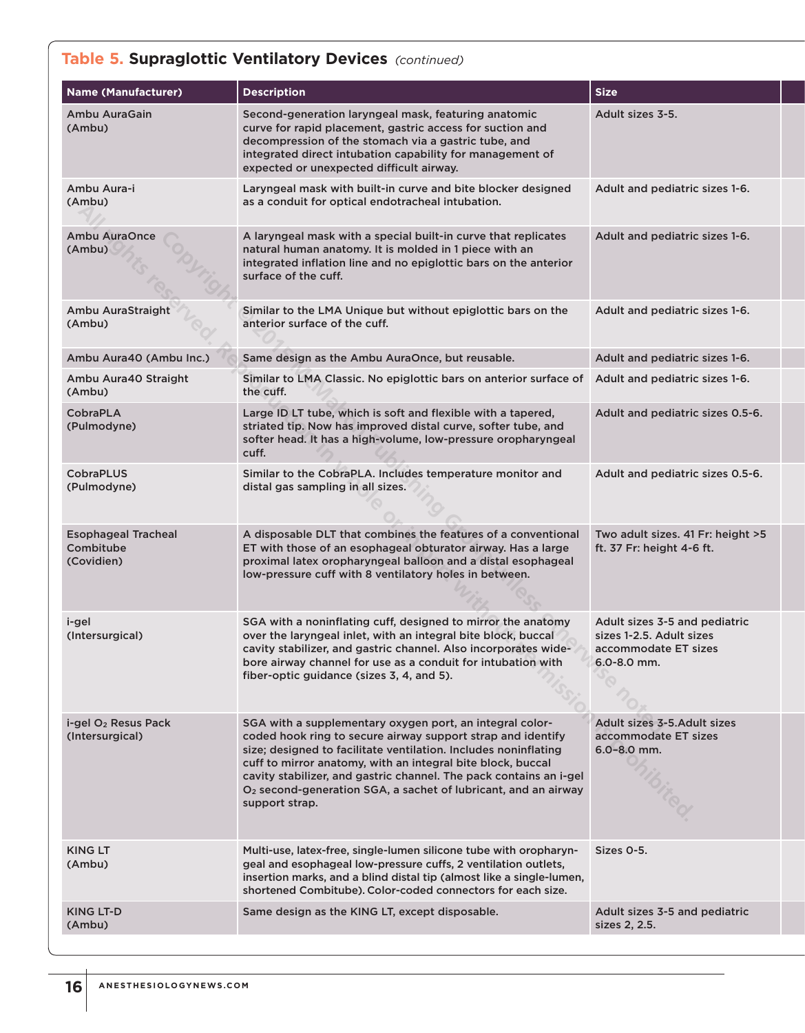**Table 5. Supraglottic Ventilatory Devices** *(continued)*

| Name (Manufacturer) | Description | Size |
|---|---|---|
| Ambu AuraGain (Ambu) | Second-generation laryngeal mask, featuring anatomic curve for rapid placement, gastric access for suction and decompression of the stomach via a gastric tube, and integrated direct intubation capability for management of expected or unexpected difficult airway. | Adult sizes 3-5. |
| Ambu Aura-i (Ambu) | Laryngeal mask with built-in curve and bite blocker designed as a conduit for optical endotracheal intubation. | Adult and pediatric sizes 1-6. |
| Ambu AuraOnce (Ambu) | A laryngeal mask with a special built-in curve that replicates natural human anatomy. It is molded in 1 piece with an integrated inflation line and no epiglottic bars on the anterior surface of the cuff. | Adult and pediatric sizes 1-6. |
| Ambu AuraStraight (Ambu) | Similar to the LMA Unique but without epiglottic bars on the anterior surface of the cuff. | Adult and pediatric sizes 1-6. |
| Ambu Aura40 (Ambu Inc.) | Same design as the Ambu AuraOnce, but reusable. | Adult and pediatric sizes 1-6. |
| Ambu Aura40 Straight (Ambu) | Similar to LMA Classic. No epiglottic bars on anterior surface of the cuff. | Adult and pediatric sizes 1-6. |
| CobraPLA (Pulmodyne) | Large ID LT tube, which is soft and flexible with a tapered, striated tip. Now has improved distal curve, softer tube, and softer head. It has a high-volume, low-pressure oropharyngeal cuff. | Adult and pediatric sizes 0.5-6. |
| CobraPLUS (Pulmodyne) | Similar to the CobraPLA. Includes temperature monitor and distal gas sampling in all sizes. | Adult and pediatric sizes 0.5-6. |
| Esophageal Tracheal Combitube (Covidien) | A disposable DLT that combines the features of a conventional ET with those of an esophageal obturator airway. Has a large proximal latex oropharyngeal balloon and a distal esophageal low-pressure cuff with 8 ventilatory holes in between. | Two adult sizes. 41 Fr: height >5 ft. 37 Fr: height 4-6 ft. |
| i-gel (Intersurgical) | SGA with a noninflating cuff, designed to mirror the anatomy over the laryngeal inlet, with an integral bite block, buccal cavity stabilizer, and gastric channel. Also incorporates wide-bore airway channel for use as a conduit for intubation with fiber-optic guidance (sizes 3, 4, and 5). | Adult sizes 3-5 and pediatric sizes 1-2.5. Adult sizes accommodate ET sizes 6.0-8.0 mm. |
| i-gel $O_2$ Resus Pack (Intersurgical) | SGA with a supplementary oxygen port, an integral color-coded hook ring to secure airway support strap and identify size; designed to facilitate ventilation. Includes noninflating cuff to mirror anatomy, with an integral bite block, buccal cavity stabilizer, and gastric channel. The pack contains an i-gel $O_2$ second-generation SGA, a sachet of lubricant, and an airway support strap. | Adult sizes 3-5.Adult sizes accommodate ET sizes 6.0–8.0 mm. |
| KING LT (Ambu) | Multi-use, latex-free, single-lumen silicone tube with oropharyngeal and esophageal low-pressure cuffs, 2 ventilation outlets, insertion marks, and a blind distal tip (almost like a single-lumen, shortened Combitube). Color-coded connectors for each size. | Sizes 0-5. |
| KING LT-D (Ambu) | Same design as the KING LT, except disposable. | Adult sizes 3-5 and pediatric sizes 2, 2.5. |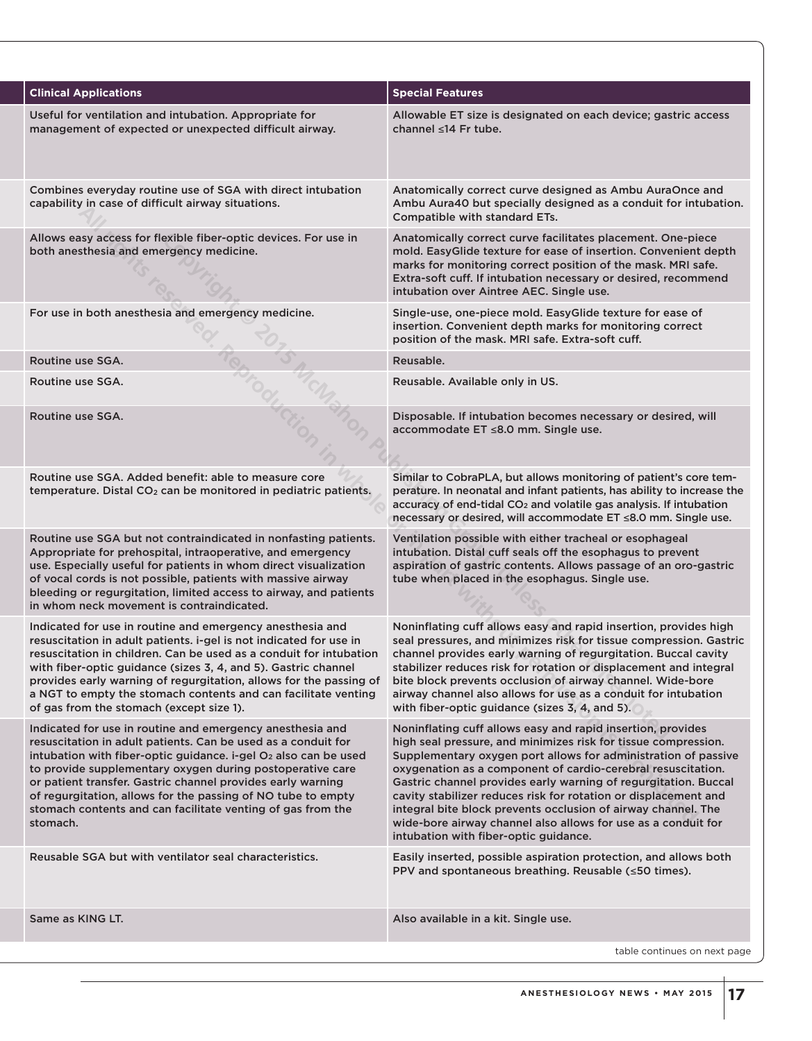| Clinical Applications | Special Features |
| --- | --- |
| Useful for ventilation and intubation. Appropriate for management of expected or unexpected difficult airway. | Allowable ET size is designated on each device; gastric access channel ≤14 Fr tube. |
| Combines everyday routine use of SGA with direct intubation capability in case of difficult airway situations. | Anatomically correct curve designed as Ambu AuraOnce and Ambu Aura40 but specially designed as a conduit for intubation. Compatible with standard ETs. |
| Allows easy access for flexible fiber-optic devices. For use in both anesthesia and emergency medicine. | Anatomically correct curve facilitates placement. One-piece mold. EasyGlide texture for ease of insertion. Convenient depth marks for monitoring correct position of the mask. MRI safe. Extra-soft cuff. If intubation necessary or desired, recommend intubation over Aintree AEC. Single use. |
| For use in both anesthesia and emergency medicine. | Single-use, one-piece mold. EasyGlide texture for ease of insertion. Convenient depth marks for monitoring correct position of the mask. MRI safe. Extra-soft cuff. |
| Routine use SGA. | Reusable. |
| Routine use SGA. | Reusable. Available only in US. |
| Routine use SGA. | Disposable. If intubation becomes necessary or desired, will accommodate ET ≤8.0 mm. Single use. |
| Routine use SGA. Added benefit: able to measure core temperature. Distal $CO_2$ can be monitored in pediatric patients. | Similar to CobraPLA, but allows monitoring of patient's core temperature. In neonatal and infant patients, has ability to increase the accuracy of end-tidal $CO_2$ and volatile gas analysis. If intubation necessary or desired, will accommodate ET ≤8.0 mm. Single use. |
| Routine use SGA but not contraindicated in nonfasting patients. Appropriate for prehospital, intraoperative, and emergency use. Especially useful for patients in whom direct visualization of vocal cords is not possible, patients with massive airway bleeding or regurgitation, limited access to airway, and patients in whom neck movement is contraindicated. | Ventilation possible with either tracheal or esophageal intubation. Distal cuff seals off the esophagus to prevent aspiration of gastric contents. Allows passage of an oro-gastric tube when placed in the esophagus. Single use. |
| Indicated for use in routine and emergency anesthesia and resuscitation in adult patients. i-gel is not indicated for use in resuscitation in children. Can be used as a conduit for intubation with fiber-optic guidance (sizes 3, 4, and 5). Gastric channel provides early warning of regurgitation, allows for the passing of a NGT to empty the stomach contents and can facilitate venting of gas from the stomach (except size 1). | Noninflating cuff allows easy and rapid insertion, provides high seal pressures, and minimizes risk for tissue compression. Gastric channel provides early warning of regurgitation. Buccal cavity stabilizer reduces risk for rotation or displacement and integral bite block prevents occlusion of airway channel. Wide-bore airway channel also allows for use as a conduit for intubation with fiber-optic guidance (sizes 3, 4, and 5). |
| Indicated for use in routine and emergency anesthesia and resuscitation in adult patients. Can be used as a conduit for intubation with fiber-optic guidance. i-gel $O_2$ also can be used to provide supplementary oxygen during postoperative care or patient transfer. Gastric channel provides early warning of regurgitation, allows for the passing of NO tube to empty stomach contents and can facilitate venting of gas from the stomach. | Noninflating cuff allows easy and rapid insertion, provides high seal pressure, and minimizes risk for tissue compression. Supplementary oxygen port allows for administration of passive oxygenation as a component of cardio-cerebral resuscitation. Gastric channel provides early warning of regurgitation. Buccal cavity stabilizer reduces risk for rotation or displacement and integral bite block prevents occlusion of airway channel. The wide-bore airway channel also allows for use as a conduit for intubation with fiber-optic guidance. |
| Reusable SGA but with ventilator seal characteristics. | Easily inserted, possible aspiration protection, and allows both PPV and spontaneous breathing. Reusable (≤50 times). |
| Same as KING LT. | Also available in a kit. Single use. |

table continues on next page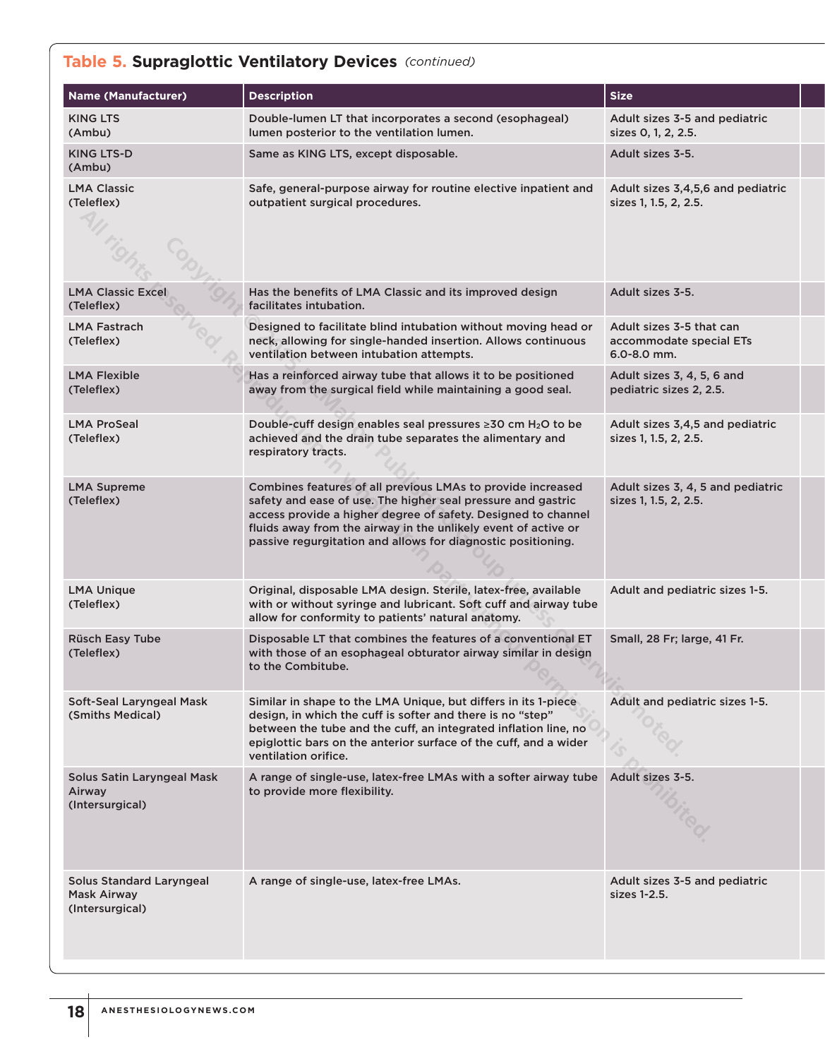## Table 5. Supraglottic Ventilatory Devices *(continued)*

| Name (Manufacturer) | Description | Size |
|---|---|---|
| KING LTS (Ambu) | Double-lumen LT that incorporates a second (esophageal) lumen posterior to the ventilation lumen. | Adult sizes 3-5 and pediatric sizes 0, 1, 2, 2.5. |
| KING LTS-D (Ambu) | Same as KING LTS, except disposable. | Adult sizes 3-5. |
| LMA Classic (Teleflex) | Safe, general-purpose airway for routine elective inpatient and outpatient surgical procedures. | Adult sizes 3,4,5,6 and pediatric sizes 1, 1.5, 2, 2.5. |
| LMA Classic Excel (Teleflex) | Has the benefits of LMA Classic and its improved design facilitates intubation. | Adult sizes 3-5. |
| LMA Fastrach (Teleflex) | Designed to facilitate blind intubation without moving head or neck, allowing for single-handed insertion. Allows continuous ventilation between intubation attempts. | Adult sizes 3-5 that can accommodate special ETs 6.0-8.0 mm. |
| LMA Flexible (Teleflex) | Has a reinforced airway tube that allows it to be positioned away from the surgical field while maintaining a good seal. | Adult sizes 3, 4, 5, 6 and pediatric sizes 2, 2.5. |
| LMA ProSeal (Teleflex) | Double-cuff design enables seal pressures ≥30 cm $H_2O$ to be achieved and the drain tube separates the alimentary and respiratory tracts. | Adult sizes 3,4,5 and pediatric sizes 1, 1.5, 2, 2.5. |
| LMA Supreme (Teleflex) | Combines features of all previous LMAs to provide increased safety and ease of use. The higher seal pressure and gastric access provide a higher degree of safety. Designed to channel fluids away from the airway in the unlikely event of active or passive regurgitation and allows for diagnostic positioning. | Adult sizes 3, 4, 5 and pediatric sizes 1, 1.5, 2, 2.5. |
| LMA Unique (Teleflex) | Original, disposable LMA design. Sterile, latex-free, available with or without syringe and lubricant. Soft cuff and airway tube allow for conformity to patients' natural anatomy. | Adult and pediatric sizes 1-5. |
| Rüsch Easy Tube (Teleflex) | Disposable LT that combines the features of a conventional ET with those of an esophageal obturator airway similar in design to the Combitube. | Small, 28 Fr; large, 41 Fr. |
| Soft-Seal Laryngeal Mask (Smiths Medical) | Similar in shape to the LMA Unique, but differs in its 1-piece design, in which the cuff is softer and there is no "step" between the tube and the cuff, an integrated inflation line, no epiglottic bars on the anterior surface of the cuff, and a wider ventilation orifice. | Adult and pediatric sizes 1-5. |
| Solus Satin Laryngeal Mask Airway (Intersurgical) | A range of single-use, latex-free LMAs with a softer airway tube to provide more flexibility. | Adult sizes 3-5. |
| Solus Standard Laryngeal Mask Airway (Intersurgical) | A range of single-use, latex-free LMAs. | Adult sizes 3-5 and pediatric sizes 1-2.5. |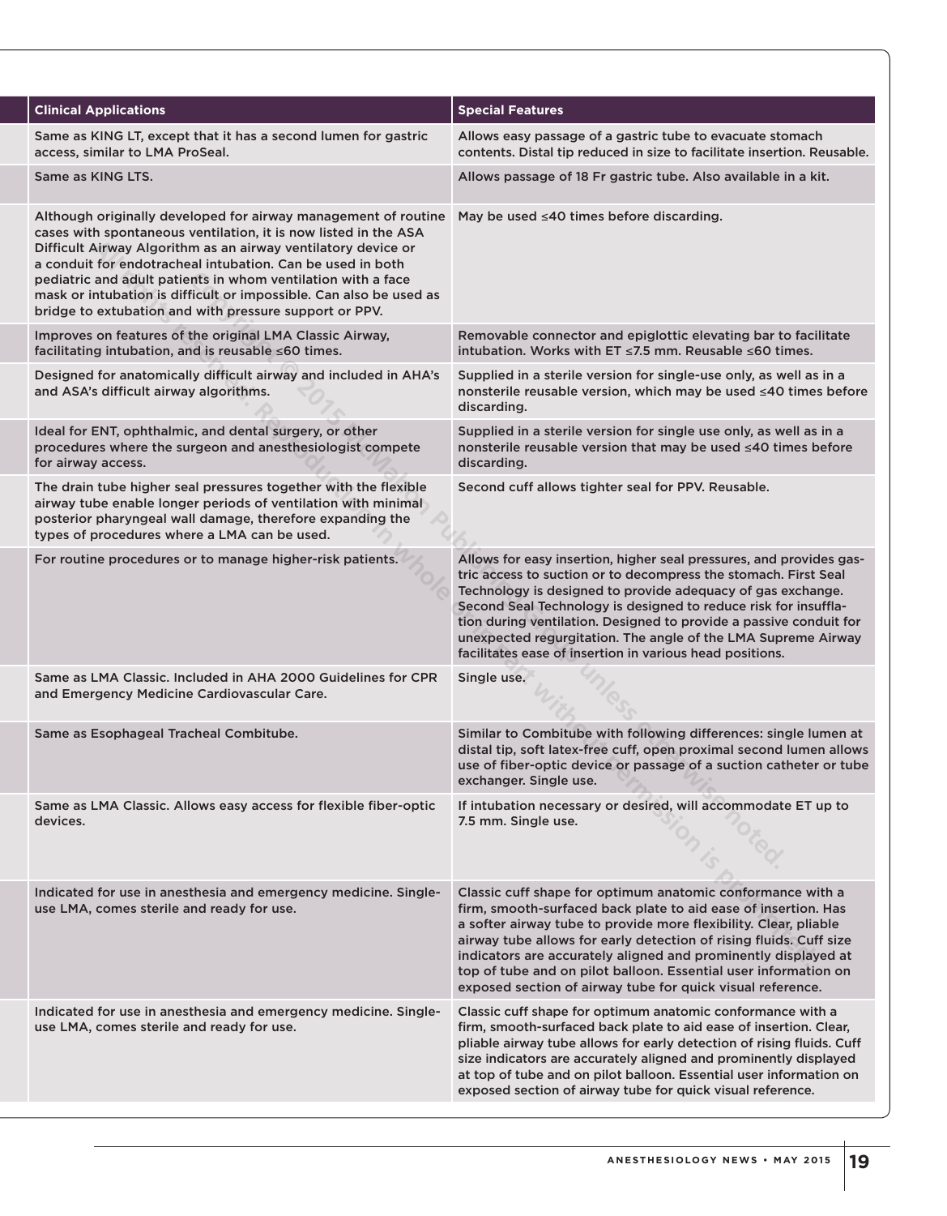| Clinical Applications | Special Features |
|---|---|
| Same as KING LT, except that it has a second lumen for gastric access, similar to LMA ProSeal. | Allows easy passage of a gastric tube to evacuate stomach contents. Distal tip reduced in size to facilitate insertion. Reusable. |
| Same as KING LTS. | Allows passage of 18 Fr gastric tube. Also available in a kit. |
| Although originally developed for airway management of routine cases with spontaneous ventilation, it is now listed in the ASA Difficult Airway Algorithm as an airway ventilatory device or a conduit for endotracheal intubation. Can be used in both pediatric and adult patients in whom ventilation with a face mask or intubation is difficult or impossible. Can also be used as bridge to extubation and with pressure support or PPV. | May be used ≤40 times before discarding. |
| Improves on features of the original LMA Classic Airway, facilitating intubation, and is reusable ≤60 times. | Removable connector and epiglottic elevating bar to facilitate intubation. Works with ET ≤7.5 mm. Reusable ≤60 times. |
| Designed for anatomically difficult airway and included in AHA's and ASA's difficult airway algorithms. | Supplied in a sterile version for single-use only, as well as in a nonsterile reusable version, which may be used ≤40 times before discarding. |
| Ideal for ENT, ophthalmic, and dental surgery, or other procedures where the surgeon and anesthesiologist compete for airway access. | Supplied in a sterile version for single use only, as well as in a nonsterile reusable version that may be used ≤40 times before discarding. |
| The drain tube higher seal pressures together with the flexible airway tube enable longer periods of ventilation with minimal posterior pharyngeal wall damage, therefore expanding the types of procedures where a LMA can be used. | Second cuff allows tighter seal for PPV. Reusable. |
| For routine procedures or to manage higher-risk patients. | Allows for easy insertion, higher seal pressures, and provides gastric access to suction or to decompress the stomach. First Seal Technology is designed to provide adequacy of gas exchange. Second Seal Technology is designed to reduce risk for insufflation during ventilation. Designed to provide a passive conduit for unexpected regurgitation. The angle of the LMA Supreme Airway facilitates ease of insertion in various head positions. |
| Same as LMA Classic. Included in AHA 2000 Guidelines for CPR and Emergency Medicine Cardiovascular Care. | Single use. |
| Same as Esophageal Tracheal Combitube. | Similar to Combitube with following differences: single lumen at distal tip, soft latex-free cuff, open proximal second lumen allows use of fiber-optic device or passage of a suction catheter or tube exchanger. Single use. |
| Same as LMA Classic. Allows easy access for flexible fiber-optic devices. | If intubation necessary or desired, will accommodate ET up to 7.5 mm. Single use. |
| Indicated for use in anesthesia and emergency medicine. Single-use LMA, comes sterile and ready for use. | Classic cuff shape for optimum anatomic conformance with a firm, smooth-surfaced back plate to aid ease of insertion. Has a softer airway tube to provide more flexibility. Clear, pliable airway tube allows for early detection of rising fluids. Cuff size indicators are accurately aligned and prominently displayed at top of tube and on pilot balloon. Essential user information on exposed section of airway tube for quick visual reference. |
| Indicated for use in anesthesia and emergency medicine. Single-use LMA, comes sterile and ready for use. | Classic cuff shape for optimum anatomic conformance with a firm, smooth-surfaced back plate to aid ease of insertion. Clear, pliable airway tube allows for early detection of rising fluids. Cuff size indicators are accurately aligned and prominently displayed at top of tube and on pilot balloon. Essential user information on exposed section of airway tube for quick visual reference. |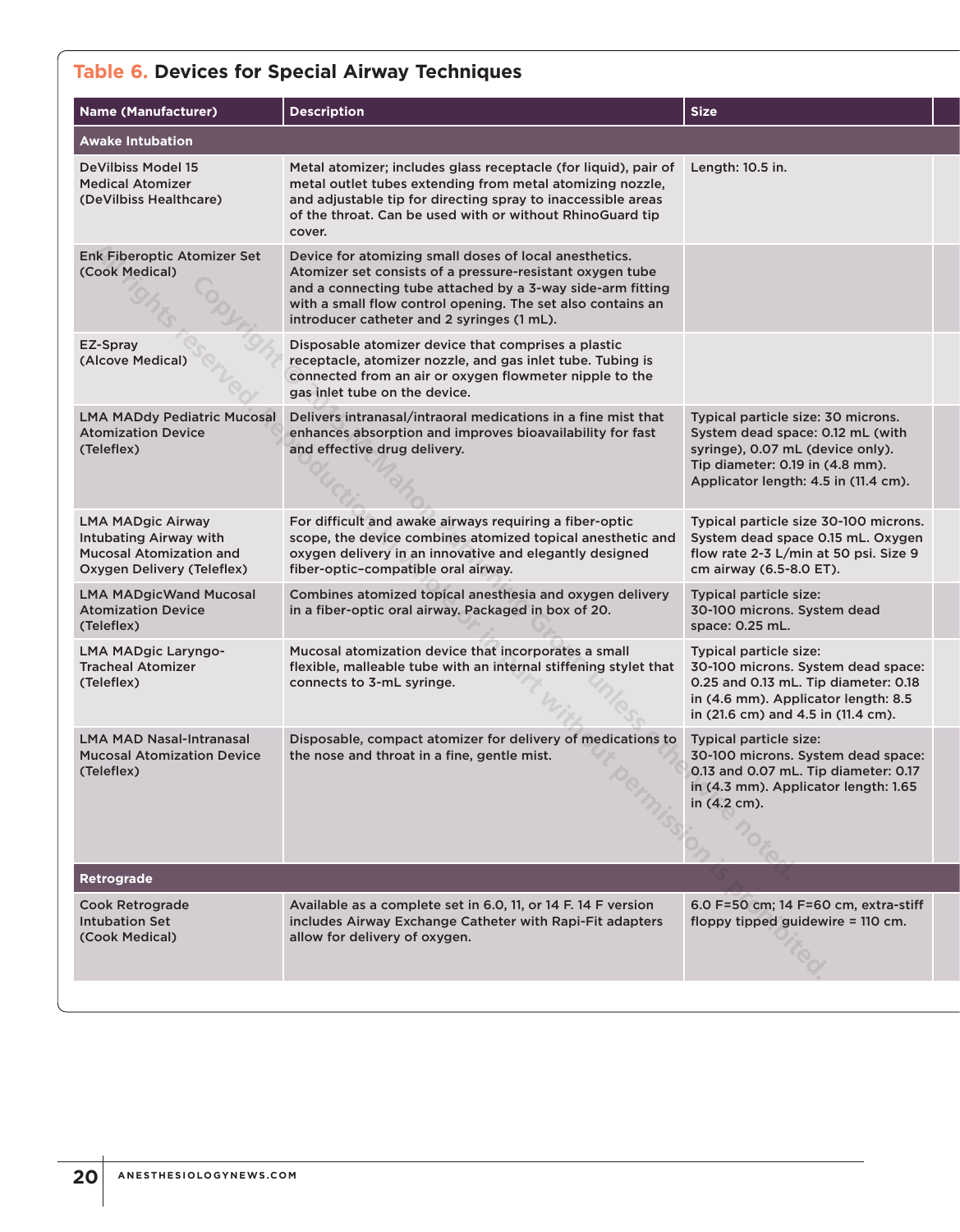## Table 6. Devices for Special Airway Techniques

| Name (Manufacturer) | Description | Size |
|---|---|---|
| **Awake Intubation** | | |
| DeVilbiss Model 15 Medical Atomizer (DeVilbiss Healthcare) | Metal atomizer; includes glass receptacle (for liquid), pair of metal outlet tubes extending from metal atomizing nozzle, and adjustable tip for directing spray to inaccessible areas of the throat. Can be used with or without RhinoGuard tip cover. | Length: 10.5 in. |
| Enk Fiberoptic Atomizer Set (Cook Medical) | Device for atomizing small doses of local anesthetics. Atomizer set consists of a pressure-resistant oxygen tube and a connecting tube attached by a 3-way side-arm fitting with a small flow control opening. The set also contains an introducer catheter and 2 syringes (1 mL). | |
| EZ-Spray (Alcove Medical) | Disposable atomizer device that comprises a plastic receptacle, atomizer nozzle, and gas inlet tube. Tubing is connected from an air or oxygen flowmeter nipple to the gas inlet tube on the device. | |
| LMA MADdy Pediatric Mucosal Atomization Device (Teleflex) | Delivers intranasal/intraoral medications in a fine mist that enhances absorption and improves bioavailability for fast and effective drug delivery. | Typical particle size: 30 microns. System dead space: 0.12 mL (with syringe), 0.07 mL (device only). Tip diameter: 0.19 in (4.8 mm). Applicator length: 4.5 in (11.4 cm). |
| LMA MADgic Airway Intubating Airway with Mucosal Atomization and Oxygen Delivery (Teleflex) | For difficult and awake airways requiring a fiber-optic scope, the device combines atomized topical anesthetic and oxygen delivery in an innovative and elegantly designed fiber-optic–compatible oral airway. | Typical particle size 30-100 microns. System dead space 0.15 mL. Oxygen flow rate 2-3 L/min at 50 psi. Size 9 cm airway (6.5-8.0 ET). |
| LMA MADgicWand Mucosal Atomization Device (Teleflex) | Combines atomized topical anesthesia and oxygen delivery in a fiber-optic oral airway. Packaged in box of 20. | Typical particle size: 30-100 microns. System dead space: 0.25 mL. |
| LMA MADgic Laryngo-Tracheal Atomizer (Teleflex) | Mucosal atomization device that incorporates a small flexible, malleable tube with an internal stiffening stylet that connects to 3-mL syringe. | Typical particle size: 30-100 microns. System dead space: 0.25 and 0.13 mL. Tip diameter: 0.18 in (4.6 mm). Applicator length: 8.5 in (21.6 cm) and 4.5 in (11.4 cm). |
| LMA MAD Nasal-Intranasal Mucosal Atomization Device (Teleflex) | Disposable, compact atomizer for delivery of medications to the nose and throat in a fine, gentle mist. | Typical particle size: 30-100 microns. System dead space: 0.13 and 0.07 mL. Tip diameter: 0.17 in (4.3 mm). Applicator length: 1.65 in (4.2 cm). |
| **Retrograde** | | |
| Cook Retrograde Intubation Set (Cook Medical) | Available as a complete set in 6.0, 11, or 14 F. 14 F version includes Airway Exchange Catheter with Rapi-Fit adapters allow for delivery of oxygen. | 6.0 F=50 cm; 14 F=60 cm, extra-stiff floppy tipped guidewire = 110 cm. |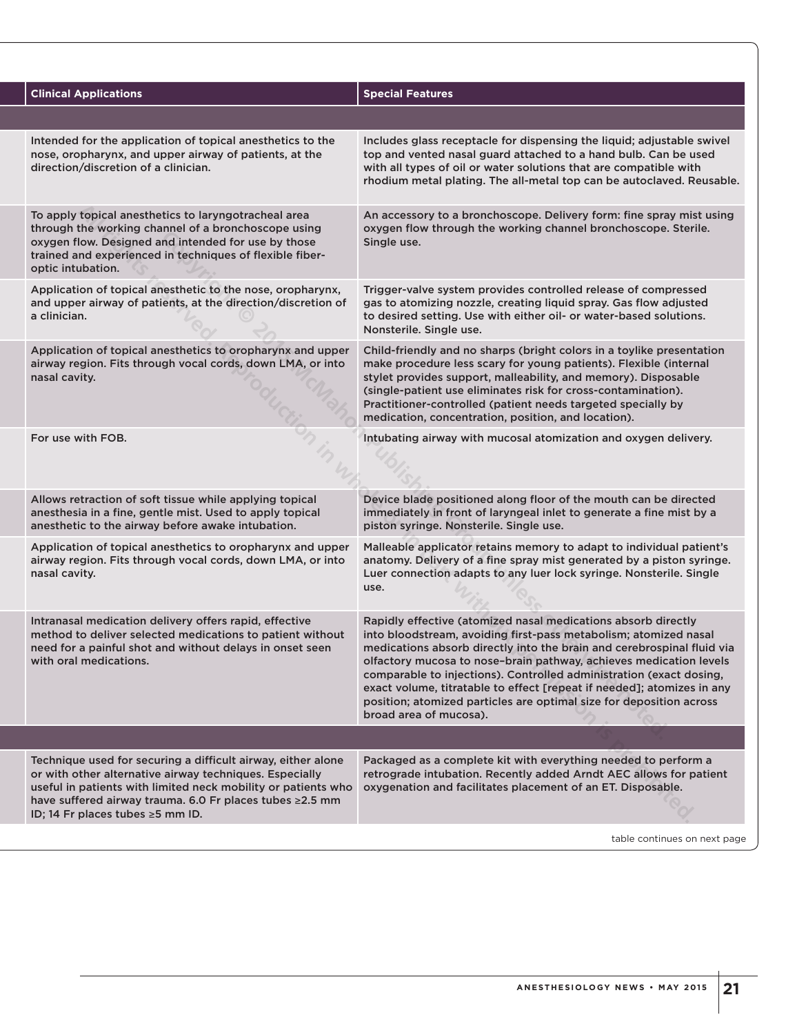| Clinical Applications | Special Features |
|---|---|
| | |
| Intended for the application of topical anesthetics to the nose, oropharynx, and upper airway of patients, at the direction/discretion of a clinician. | Includes glass receptacle for dispensing the liquid; adjustable swivel top and vented nasal guard attached to a hand bulb. Can be used with all types of oil or water solutions that are compatible with rhodium metal plating. The all-metal top can be autoclaved. Reusable. |
| To apply topical anesthetics to laryngotracheal area through the working channel of a bronchoscope using oxygen flow. Designed and intended for use by those trained and experienced in techniques of flexible fiber-optic intubation. | An accessory to a bronchoscope. Delivery form: fine spray mist using oxygen flow through the working channel bronchoscope. Sterile. Single use. |
| Application of topical anesthetic to the nose, oropharynx, and upper airway of patients, at the direction/discretion of a clinician. | Trigger-valve system provides controlled release of compressed gas to atomizing nozzle, creating liquid spray. Gas flow adjusted to desired setting. Use with either oil- or water-based solutions. Nonsterile. Single use. |
| Application of topical anesthetics to oropharynx and upper airway region. Fits through vocal cords, down LMA, or into nasal cavity. | Child-friendly and no sharps (bright colors in a toylike presentation make procedure less scary for young patients). Flexible (internal stylet provides support, malleability, and memory). Disposable (single-patient use eliminates risk for cross-contamination). Practitioner-controlled (patient needs targeted specially by medication, concentration, position, and location). |
| For use with FOB. | Intubating airway with mucosal atomization and oxygen delivery. |
| Allows retraction of soft tissue while applying topical anesthesia in a fine, gentle mist. Used to apply topical anesthetic to the airway before awake intubation. | Device blade positioned along floor of the mouth can be directed immediately in front of laryngeal inlet to generate a fine mist by a piston syringe. Nonsterile. Single use. |
| Application of topical anesthetics to oropharynx and upper airway region. Fits through vocal cords, down LMA, or into nasal cavity. | Malleable applicator retains memory to adapt to individual patient's anatomy. Delivery of a fine spray mist generated by a piston syringe. Luer connection adapts to any luer lock syringe. Nonsterile. Single use. |
| Intranasal medication delivery offers rapid, effective method to deliver selected medications to patient without need for a painful shot and without delays in onset seen with oral medications. | Rapidly effective (atomized nasal medications absorb directly into bloodstream, avoiding first-pass metabolism; atomized nasal medications absorb directly into the brain and cerebrospinal fluid via olfactory mucosa to nose–brain pathway, achieves medication levels comparable to injections). Controlled administration (exact dosing, exact volume, titratable to effect [repeat if needed]; atomizes in any position; atomized particles are optimal size for deposition across broad area of mucosa). |
| | |
| Technique used for securing a difficult airway, either alone or with other alternative airway techniques. Especially useful in patients with limited neck mobility or patients who have suffered airway trauma. 6.0 Fr places tubes ≥2.5 mm ID; 14 Fr places tubes ≥5 mm ID. | Packaged as a complete kit with everything needed to perform a retrograde intubation. Recently added Arndt AEC allows for patient oxygenation and facilitates placement of an ET. Disposable. |

table continues on next page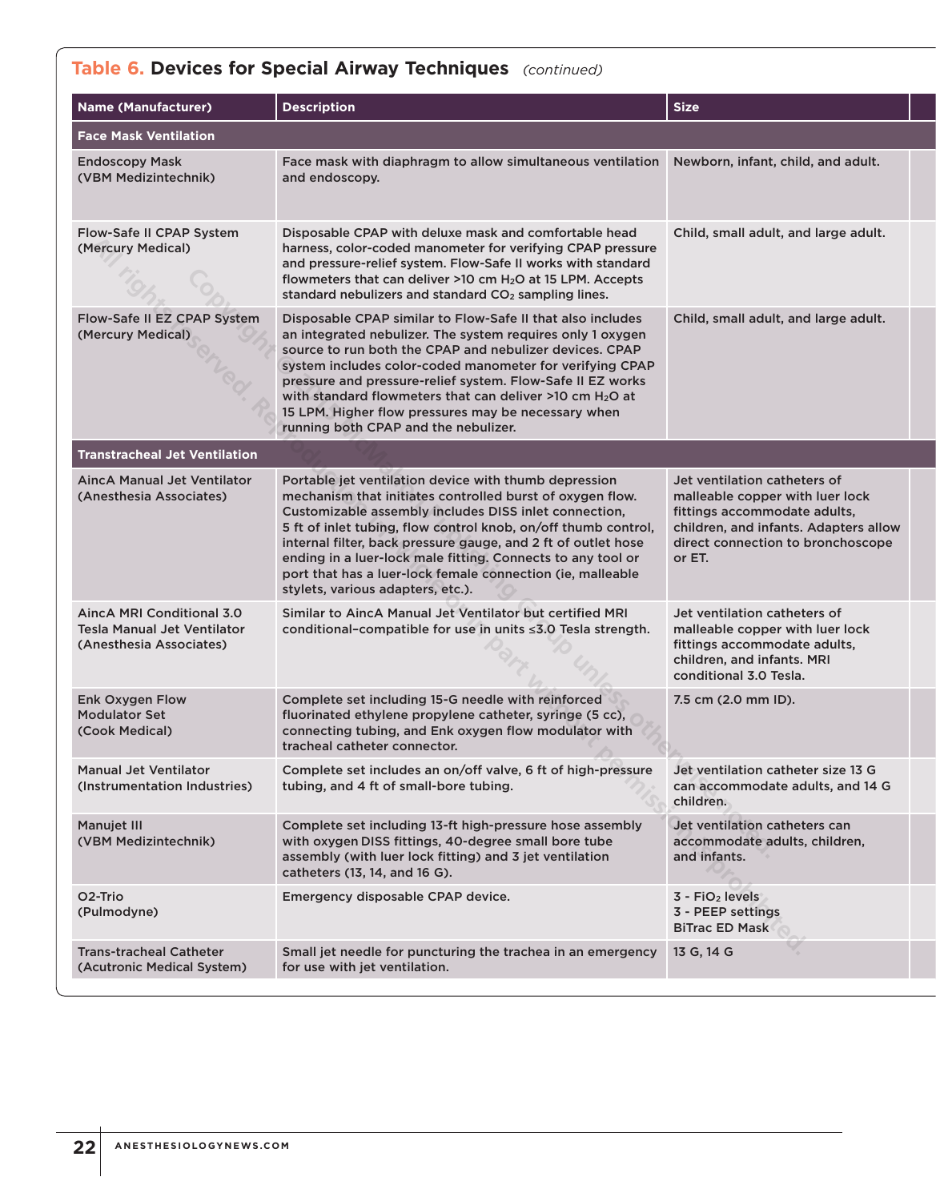## Table 6. Devices for Special Airway Techniques *(continued)*

| Name (Manufacturer) | Description | Size |
|---|---|---|
| **Face Mask Ventilation** | | |
| Endoscopy Mask (VBM Medizintechnik) | Face mask with diaphragm to allow simultaneous ventilation and endoscopy. | Newborn, infant, child, and adult. |
| Flow-Safe II CPAP System (Mercury Medical) | Disposable CPAP with deluxe mask and comfortable head harness, color-coded manometer for verifying CPAP pressure and pressure-relief system. Flow-Safe II works with standard flowmeters that can deliver >10 cm $H_2O$ at 15 LPM. Accepts standard nebulizers and standard $CO_2$ sampling lines. | Child, small adult, and large adult. |
| Flow-Safe II EZ CPAP System (Mercury Medical) | Disposable CPAP similar to Flow-Safe II that also includes an integrated nebulizer. The system requires only 1 oxygen source to run both the CPAP and nebulizer devices. CPAP system includes color-coded manometer for verifying CPAP pressure and pressure-relief system. Flow-Safe II EZ works with standard flowmeters that can deliver >10 cm $H_2O$ at 15 LPM. Higher flow pressures may be necessary when running both CPAP and the nebulizer. | Child, small adult, and large adult. |
| **Transtracheal Jet Ventilation** | | |
| AincA Manual Jet Ventilator (Anesthesia Associates) | Portable jet ventilation device with thumb depression mechanism that initiates controlled burst of oxygen flow. Customizable assembly includes DISS inlet connection, 5 ft of inlet tubing, flow control knob, on/off thumb control, internal filter, back pressure gauge, and 2 ft of outlet hose ending in a luer-lock male fitting. Connects to any tool or port that has a luer-lock female connection (ie, malleable stylets, various adapters, etc.). | Jet ventilation catheters of malleable copper with luer lock fittings accommodate adults, children, and infants. Adapters allow direct connection to bronchoscope or ET. |
| AincA MRI Conditional 3.0 Tesla Manual Jet Ventilator (Anesthesia Associates) | Similar to AincA Manual Jet Ventilator but certified MRI conditional–compatible for use in units ≤3.0 Tesla strength. | Jet ventilation catheters of malleable copper with luer lock fittings accommodate adults, children, and infants. MRI conditional 3.0 Tesla. |
| Enk Oxygen Flow Modulator Set (Cook Medical) | Complete set including 15-G needle with reinforced fluorinated ethylene propylene catheter, syringe (5 cc), connecting tubing, and Enk oxygen flow modulator with tracheal catheter connector. | 7.5 cm (2.0 mm ID). |
| Manual Jet Ventilator (Instrumentation Industries) | Complete set includes an on/off valve, 6 ft of high-pressure tubing, and 4 ft of small-bore tubing. | Jet ventilation catheter size 13 G can accommodate adults, and 14 G children. |
| Manujet III (VBM Medizintechnik) | Complete set including 13-ft high-pressure hose assembly with oxygen DISS fittings, 40-degree small bore tube assembly (with luer lock fitting) and 3 jet ventilation catheters (13, 14, and 16 G). | Jet ventilation catheters can accommodate adults, children, and infants. |
| O2-Trio (Pulmodyne) | Emergency disposable CPAP device. | 3 - $FiO_2$ levels<br>3 - PEEP settings<br>BiTrac ED Mask |
| Trans-tracheal Catheter (Acutronic Medical System) | Small jet needle for puncturing the trachea in an emergency for use with jet ventilation. | 13 G, 14 G |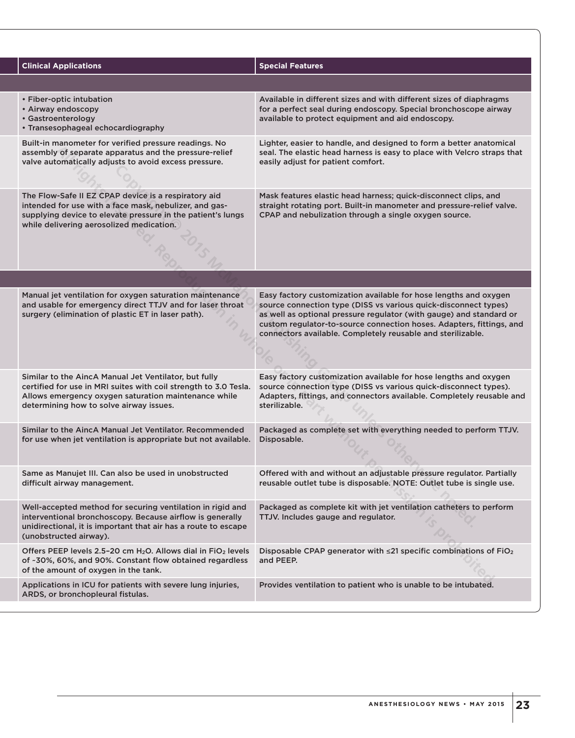| Clinical Applications | Special Features |
|---|---|
| | |
| • Fiber-optic intubation<br>• Airway endoscopy<br>• Gastroenterology<br>• Transesophageal echocardiography | Available in different sizes and with different sizes of diaphragms for a perfect seal during endoscopy. Special bronchoscope airway available to protect equipment and aid endoscopy. |
| Built-in manometer for verified pressure readings. No assembly of separate apparatus and the pressure-relief valve automatically adjusts to avoid excess pressure. | Lighter, easier to handle, and designed to form a better anatomical seal. The elastic head harness is easy to place with Velcro straps that easily adjust for patient comfort. |
| The Flow-Safe II EZ CPAP device is a respiratory aid intended for use with a face mask, nebulizer, and gas-supplying device to elevate pressure in the patient's lungs while delivering aerosolized medication. | Mask features elastic head harness; quick-disconnect clips, and straight rotating port. Built-in manometer and pressure-relief valve. CPAP and nebulization through a single oxygen source. |
| | |
| Manual jet ventilation for oxygen saturation maintenance and usable for emergency direct TTJV and for laser throat surgery (elimination of plastic ET in laser path). | Easy factory customization available for hose lengths and oxygen source connection type (DISS vs various quick-disconnect types) as well as optional pressure regulator (with gauge) and standard or custom regulator-to-source connection hoses. Adapters, fittings, and connectors available. Completely reusable and sterilizable. |
| Similar to the AincA Manual Jet Ventilator, but fully certified for use in MRI suites with coil strength to 3.0 Tesla. Allows emergency oxygen saturation maintenance while determining how to solve airway issues. | Easy factory customization available for hose lengths and oxygen source connection type (DISS vs various quick-disconnect types). Adapters, fittings, and connectors available. Completely reusable and sterilizable. |
| Similar to the AincA Manual Jet Ventilator. Recommended for use when jet ventilation is appropriate but not available. | Packaged as complete set with everything needed to perform TTJV. Disposable. |
| Same as Manujet III. Can also be used in unobstructed difficult airway management. | Offered with and without an adjustable pressure regulator. Partially reusable outlet tube is disposable. NOTE: Outlet tube is single use. |
| Well-accepted method for securing ventilation in rigid and interventional bronchoscopy. Because airflow is generally unidirectional, it is important that air has a route to escape (unobstructed airway). | Packaged as complete kit with jet ventilation catheters to perform TTJV. Includes gauge and regulator. |
| Offers PEEP levels 2.5–20 cm $H_2O$. Allows dial in $FiO_2$ levels of ~30%, 60%, and 90%. Constant flow obtained regardless of the amount of oxygen in the tank. | Disposable CPAP generator with ≤21 specific combinations of $FiO_2$ and PEEP. |
| Applications in ICU for patients with severe lung injuries, ARDS, or bronchopleural fistulas. | Provides ventilation to patient who is unable to be intubated. |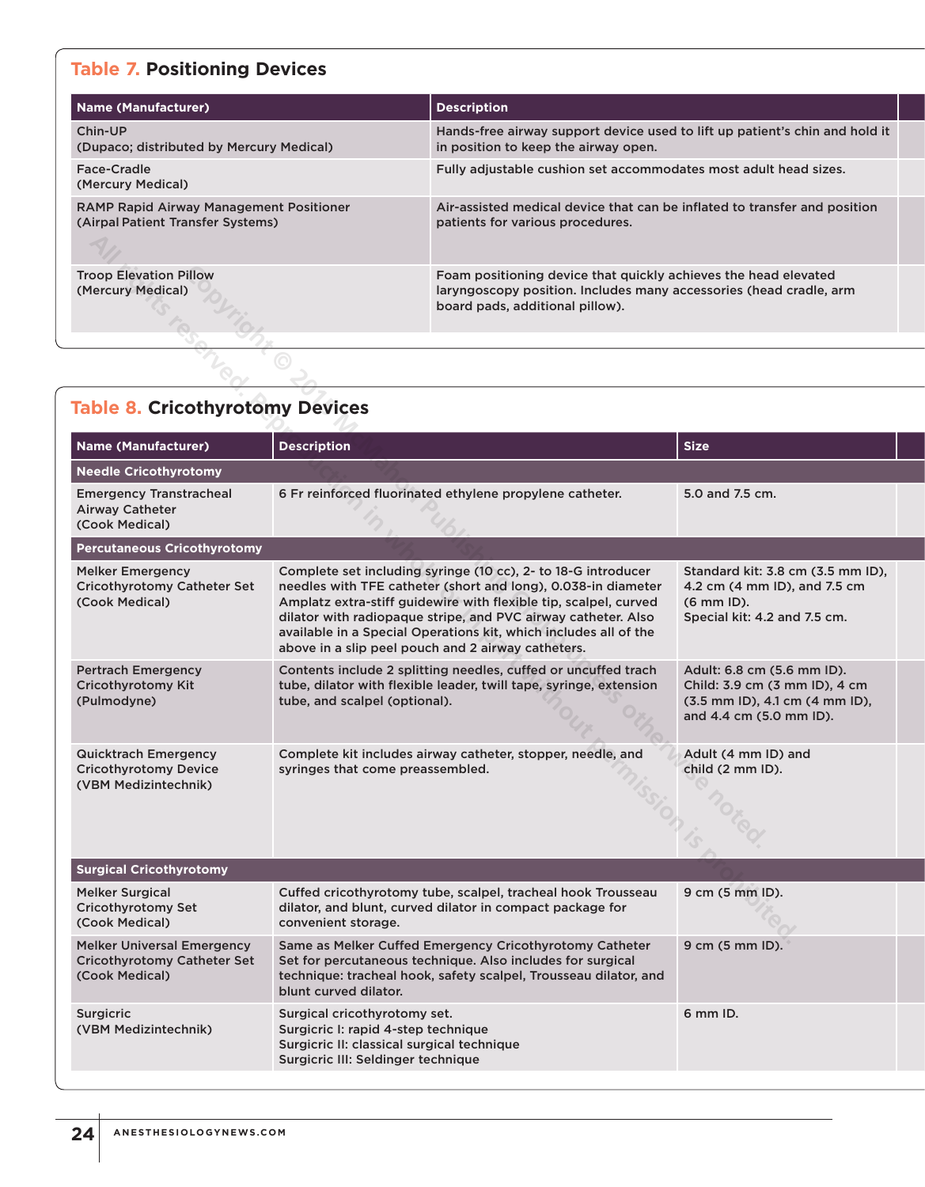## Table 7. Positioning Devices

| Name (Manufacturer) | Description |
|---|---|
| Chin-UP (Dupaco; distributed by Mercury Medical) | Hands-free airway support device used to lift up patient's chin and hold it in position to keep the airway open. |
| Face-Cradle (Mercury Medical) | Fully adjustable cushion set accommodates most adult head sizes. |
| RAMP Rapid Airway Management Positioner (Airpal Patient Transfer Systems) | Air-assisted medical device that can be inflated to transfer and position patients for various procedures. |
| Troop Elevation Pillow (Mercury Medical) | Foam positioning device that quickly achieves the head elevated laryngoscopy position. Includes many accessories (head cradle, arm board pads, additional pillow). |

## Table 8. Cricothyrotomy Devices

| Name (Manufacturer) | Description | Size |
|---|---|---|
| **Needle Cricothyrotomy** | | |
| Emergency Transtracheal Airway Catheter (Cook Medical) | 6 Fr reinforced fluorinated ethylene propylene catheter. | 5.0 and 7.5 cm. |
| **Percutaneous Cricothyrotomy** | | |
| Melker Emergency Cricothyrotomy Catheter Set (Cook Medical) | Complete set including syringe (10 cc), 2- to 18-G introducer needles with TFE catheter (short and long), 0.038-in diameter Amplatz extra-stiff guidewire with flexible tip, scalpel, curved dilator with radiopaque stripe, and PVC airway catheter. Also available in a Special Operations kit, which includes all of the above in a slip peel pouch and 2 airway catheters. | Standard kit: 3.8 cm (3.5 mm ID), 4.2 cm (4 mm ID), and 7.5 cm (6 mm ID). Special kit: 4.2 and 7.5 cm. |
| Pertrach Emergency Cricothyrotomy Kit (Pulmodyne) | Contents include 2 splitting needles, cuffed or uncuffed trach tube, dilator with flexible leader, twill tape, syringe, extension tube, and scalpel (optional). | Adult: 6.8 cm (5.6 mm ID). Child: 3.9 cm (3 mm ID), 4 cm (3.5 mm ID), 4.1 cm (4 mm ID), and 4.4 cm (5.0 mm ID). |
| Quicktrach Emergency Cricothyrotomy Device (VBM Medizintechnik) | Complete kit includes airway catheter, stopper, needle, and syringes that come preassembled. | Adult (4 mm ID) and child (2 mm ID). |
| **Surgical Cricothyrotomy** | | |
| Melker Surgical Cricothyrotomy Set (Cook Medical) | Cuffed cricothyrotomy tube, scalpel, tracheal hook Trousseau dilator, and blunt, curved dilator in compact package for convenient storage. | 9 cm (5 mm ID). |
| Melker Universal Emergency Cricothyrotomy Catheter Set (Cook Medical) | Same as Melker Cuffed Emergency Cricothyrotomy Catheter Set for percutaneous technique. Also includes for surgical technique: tracheal hook, safety scalpel, Trousseau dilator, and blunt curved dilator. | 9 cm (5 mm ID). |
| Surgicric (VBM Medizintechnik) | Surgical cricothyrotomy set. Surgicric I: rapid 4-step technique Surgicric II: classical surgical technique Surgicric III: Seldinger technique | 6 mm ID. |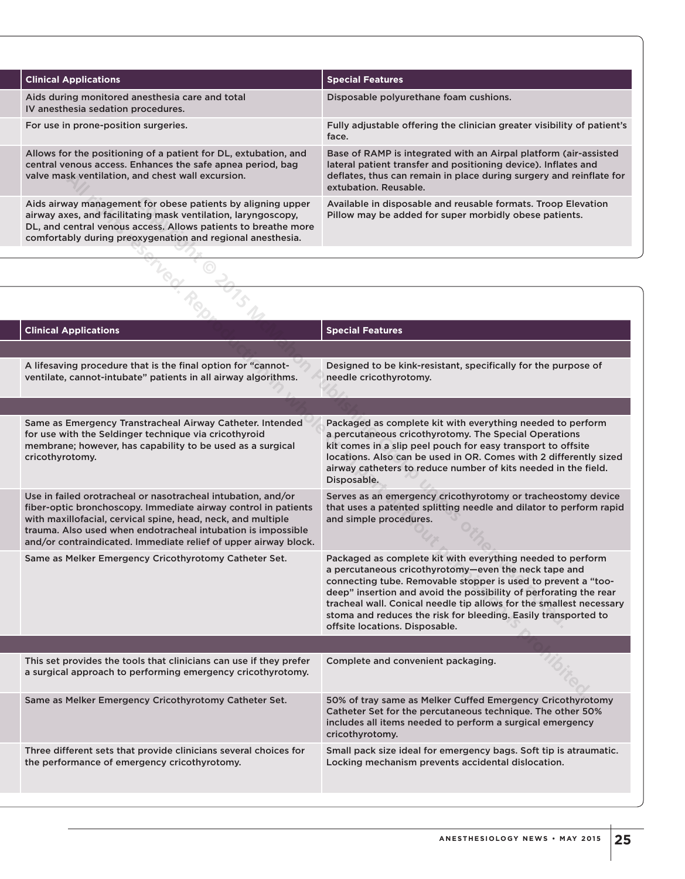| Clinical Applications | Special Features |
|---|---|
| Aids during monitored anesthesia care and total IV anesthesia sedation procedures. | Disposable polyurethane foam cushions. |
| For use in prone-position surgeries. | Fully adjustable offering the clinician greater visibility of patient's face. |
| Allows for the positioning of a patient for DL, extubation, and central venous access. Enhances the safe apnea period, bag valve mask ventilation, and chest wall excursion. | Base of RAMP is integrated with an Airpal platform (air-assisted lateral patient transfer and positioning device). Inflates and deflates, thus can remain in place during surgery and reinflate for extubation. Reusable. |
| Aids airway management for obese patients by aligning upper airway axes, and facilitating mask ventilation, laryngoscopy, DL, and central venous access. Allows patients to breathe more comfortably during preoxygenation and regional anesthesia. | Available in disposable and reusable formats. Troop Elevation Pillow may be added for super morbidly obese patients. |

| Clinical Applications | Special Features |
|---|---|
| | |
| A lifesaving procedure that is the final option for "cannot-ventilate, cannot-intubate" patients in all airway algorithms. | Designed to be kink-resistant, specifically for the purpose of needle cricothyrotomy. |
| | |
| Same as Emergency Transtracheal Airway Catheter. Intended for use with the Seldinger technique via cricothyroid membrane; however, has capability to be used as a surgical cricothyrotomy. | Packaged as complete kit with everything needed to perform a percutaneous cricothyrotomy. The Special Operations kit comes in a slip peel pouch for easy transport to offsite locations. Also can be used in OR. Comes with 2 differently sized airway catheters to reduce number of kits needed in the field. Disposable. |
| Use in failed orotracheal or nasotracheal intubation, and/or fiber-optic bronchoscopy. Immediate airway control in patients with maxillofacial, cervical spine, head, neck, and multiple trauma. Also used when endotracheal intubation is impossible and/or contraindicated. Immediate relief of upper airway block. | Serves as an emergency cricothyrotomy or tracheostomy device that uses a patented splitting needle and dilator to perform rapid and simple procedures. |
| Same as Melker Emergency Cricothyrotomy Catheter Set. | Packaged as complete kit with everything needed to perform a percutaneous cricothyrotomy—even the neck tape and connecting tube. Removable stopper is used to prevent a "too-deep" insertion and avoid the possibility of perforating the rear tracheal wall. Conical needle tip allows for the smallest necessary stoma and reduces the risk for bleeding. Easily transported to offsite locations. Disposable. |
| | |
| This set provides the tools that clinicians can use if they prefer a surgical approach to performing emergency cricothyrotomy. | Complete and convenient packaging. |
| Same as Melker Emergency Cricothyrotomy Catheter Set. | 50% of tray same as Melker Cuffed Emergency Cricothyrotomy Catheter Set for the percutaneous technique. The other 50% includes all items needed to perform a surgical emergency cricothyrotomy. |
| Three different sets that provide clinicians several choices for the performance of emergency cricothyrotomy. | Small pack size ideal for emergency bags. Soft tip is atraumatic. Locking mechanism prevents accidental dislocation. |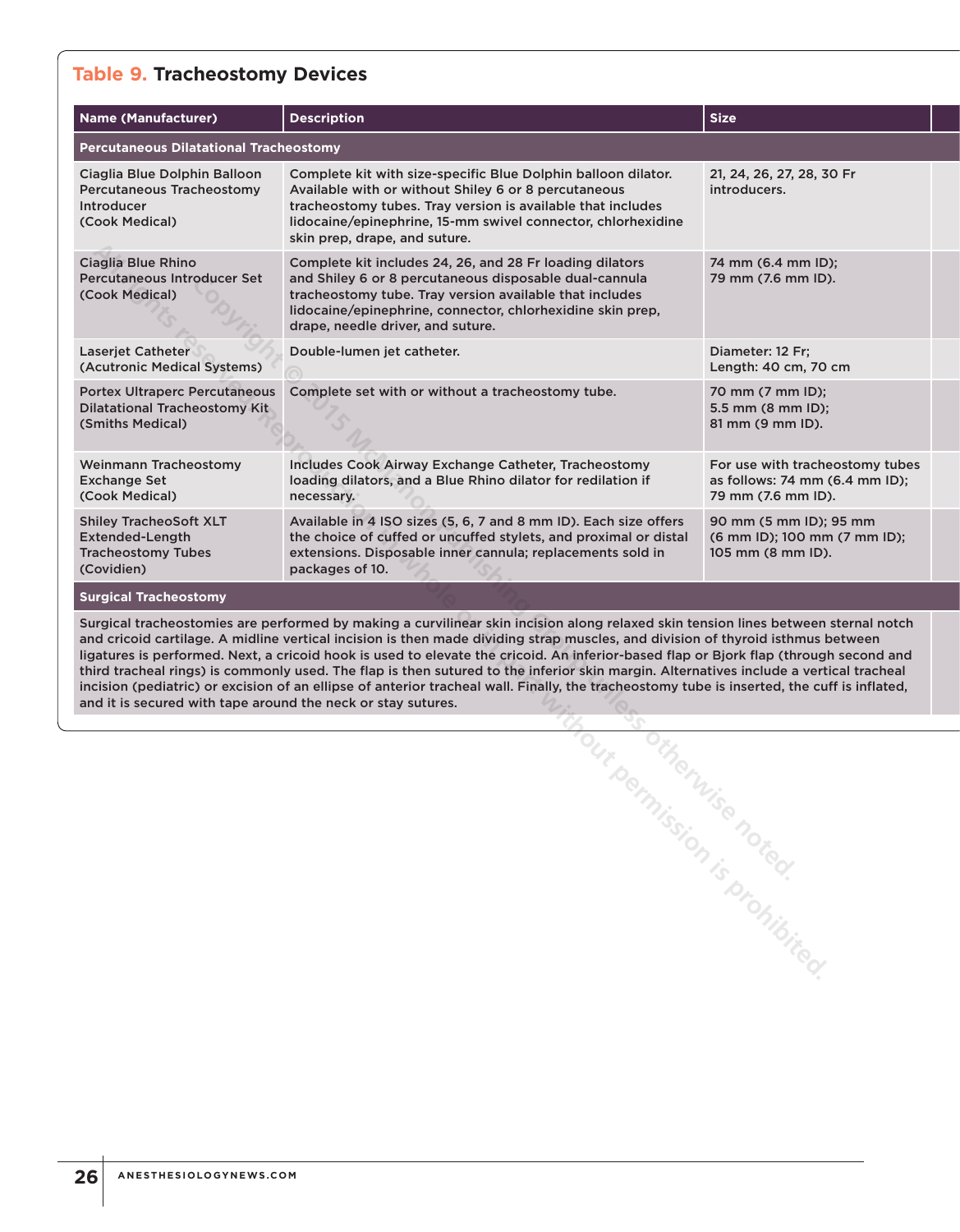## Table 9. Tracheostomy Devices

| Name (Manufacturer) | Description | Size |
|---|---|---|
| **Percutaneous Dilatational Tracheostomy** | | |
| Ciaglia Blue Dolphin Balloon Percutaneous Tracheostomy Introducer (Cook Medical) | Complete kit with size-specific Blue Dolphin balloon dilator. Available with or without Shiley 6 or 8 percutaneous tracheostomy tubes. Tray version is available that includes lidocaine/epinephrine, 15-mm swivel connector, chlorhexidine skin prep, drape, and suture. | 21, 24, 26, 27, 28, 30 Fr introducers. |
| Ciaglia Blue Rhino Percutaneous Introducer Set (Cook Medical) | Complete kit includes 24, 26, and 28 Fr loading dilators and Shiley 6 or 8 percutaneous disposable dual-cannula tracheostomy tube. Tray version available that includes lidocaine/epinephrine, connector, chlorhexidine skin prep, drape, needle driver, and suture. | 74 mm (6.4 mm ID); 79 mm (7.6 mm ID). |
| Laserjet Catheter (Acutronic Medical Systems) | Double-lumen jet catheter. | Diameter: 12 Fr; Length: 40 cm, 70 cm |
| Portex Ultraperc Percutaneous Dilatational Tracheostomy Kit (Smiths Medical) | Complete set with or without a tracheostomy tube. | 70 mm (7 mm ID); 5.5 mm (8 mm ID); 81 mm (9 mm ID). |
| Weinmann Tracheostomy Exchange Set (Cook Medical) | Includes Cook Airway Exchange Catheter, Tracheostomy loading dilators, and a Blue Rhino dilator for redilation if necessary. | For use with tracheostomy tubes as follows: 74 mm (6.4 mm ID); 79 mm (7.6 mm ID). |
| Shiley TracheoSoft XLT Extended-Length Tracheostomy Tubes (Covidien) | Available in 4 ISO sizes (5, 6, 7 and 8 mm ID). Each size offers the choice of cuffed or uncuffed stylets, and proximal or distal extensions. Disposable inner cannula; replacements sold in packages of 10. | 90 mm (5 mm ID); 95 mm (6 mm ID); 100 mm (7 mm ID); 105 mm (8 mm ID). |
| **Surgical Tracheostomy** | | |
| Surgical tracheostomies are performed by making a curvilinear skin incision along relaxed skin tension lines between sternal notch and cricoid cartilage. A midline vertical incision is then made dividing strap muscles, and division of thyroid isthmus between ligatures is performed. Next, a cricoid hook is used to elevate the cricoid. An inferior-based flap or Bjork flap (through second and third tracheal rings) is commonly used. The flap is then sutured to the inferior skin margin. Alternatives include a vertical tracheal incision (pediatric) or excision of an ellipse of anterior tracheal wall. Finally, the tracheostomy tube is inserted, the cuff is inflated, and it is secured with tape around the neck or stay sutures. | | |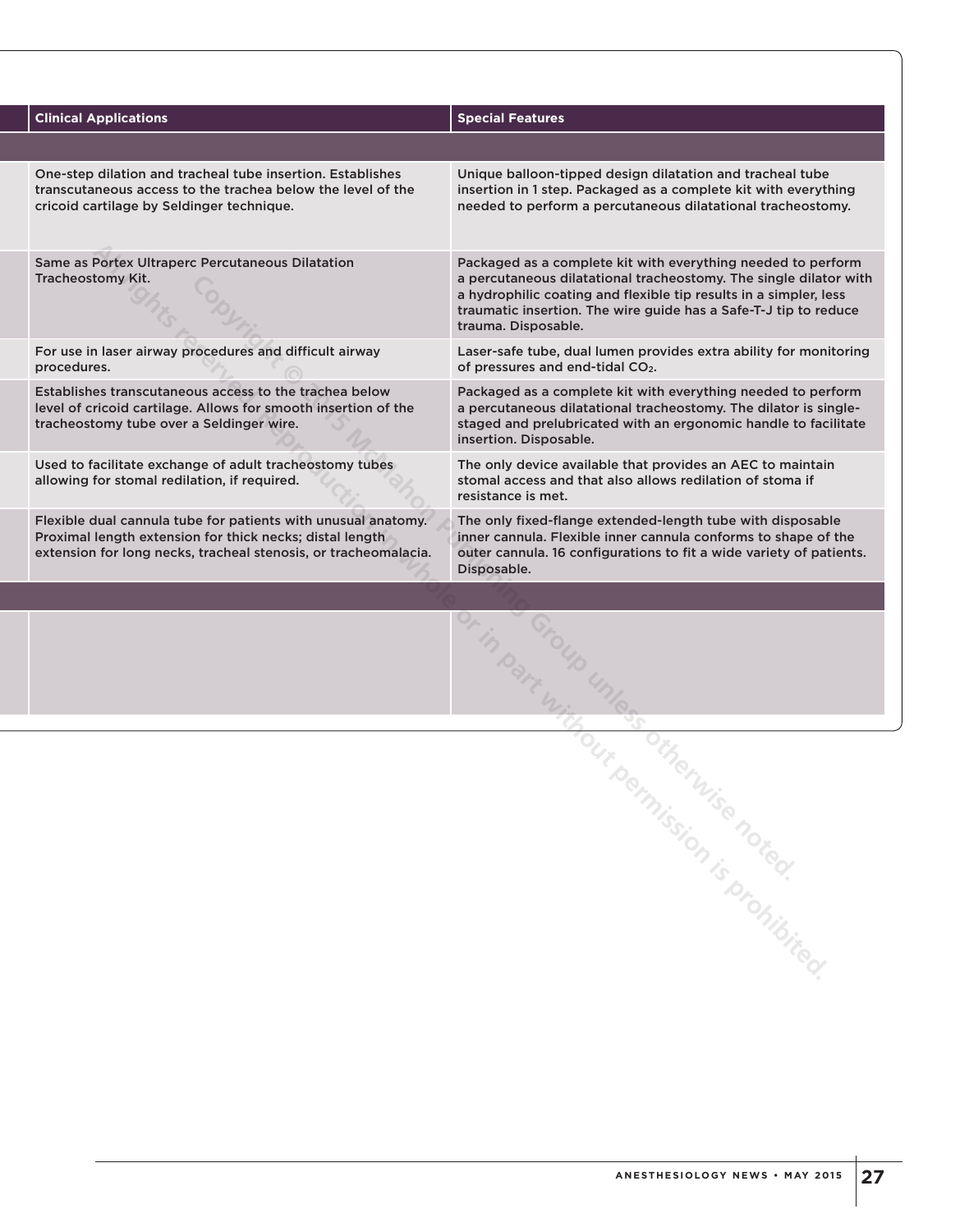| Clinical Applications | Special Features |
|---|---|
| | |
| One-step dilation and tracheal tube insertion. Establishes transcutaneous access to the trachea below the level of the cricoid cartilage by Seldinger technique. | Unique balloon-tipped design dilatation and tracheal tube insertion in 1 step. Packaged as a complete kit with everything needed to perform a percutaneous dilatational tracheostomy. |
| Same as Portex Ultraperc Percutaneous Dilatation Tracheostomy Kit. | Packaged as a complete kit with everything needed to perform a percutaneous dilatational tracheostomy. The single dilator with a hydrophilic coating and flexible tip results in a simpler, less traumatic insertion. The wire guide has a Safe-T-J tip to reduce trauma. Disposable. |
| For use in laser airway procedures and difficult airway procedures. | Laser-safe tube, dual lumen provides extra ability for monitoring of pressures and end-tidal $CO_2$. |
| Establishes transcutaneous access to the trachea below level of cricoid cartilage. Allows for smooth insertion of the tracheostomy tube over a Seldinger wire. | Packaged as a complete kit with everything needed to perform a percutaneous dilatational tracheostomy. The dilator is single-staged and prelubricated with an ergonomic handle to facilitate insertion. Disposable. |
| Used to facilitate exchange of adult tracheostomy tubes allowing for stomal redilation, if required. | The only device available that provides an AEC to maintain stomal access and that also allows redilation of stoma if resistance is met. |
| Flexible dual cannula tube for patients with unusual anatomy. Proximal length extension for thick necks; distal length extension for long necks, tracheal stenosis, or tracheomalacia. | The only fixed-flange extended-length tube with disposable inner cannula. Flexible inner cannula conforms to shape of the outer cannula. 16 configurations to fit a wide variety of patients. Disposable. |
| | |
| | |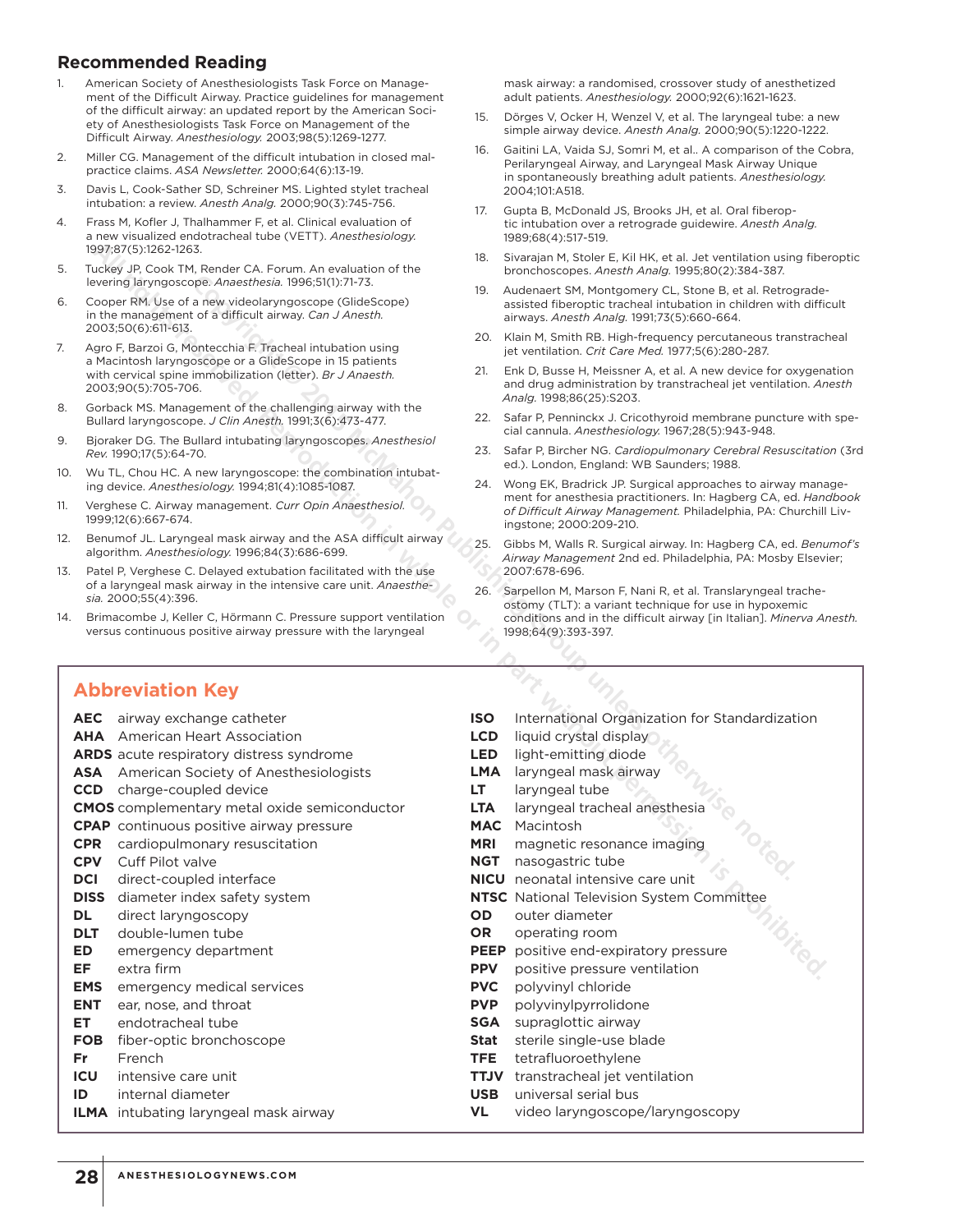## Recommended Reading

1. American Society of Anesthesiologists Task Force on Management of the Difficult Airway. Practice guidelines for management of the difficult airway: an updated report by the American Society of Anesthesiologists Task Force on Management of the Difficult Airway. *Anesthesiology.* 2003;98(5):1269-1277.
2. Miller CG. Management of the difficult intubation in closed malpractice claims. *ASA Newsletter.* 2000;64(6):13-19.
3. Davis L, Cook-Sather SD, Schreiner MS. Lighted stylet tracheal intubation: a review. *Anesth Analg.* 2000;90(3):745-756.
4. Frass M, Kofler J, Thalhammer F, et al. Clinical evaluation of a new visualized endotracheal tube (VETT). *Anesthesiology.* 1997;87(5):1262-1263.
5. Tuckey JP, Cook TM, Render CA. Forum. An evaluation of the levering laryngoscope. *Anaesthesia.* 1996;51(1):71-73.
6. Cooper RM. Use of a new videolaryngoscope (GlideScope) in the management of a difficult airway. *Can J Anesth.* 2003;50(6):611-613.
7. Agro F, Barzoi G, Montecchia F. Tracheal intubation using a Macintosh laryngoscope or a GlideScope in 15 patients with cervical spine immobilization (letter). *Br J Anaesth.* 2003;90(5):705-706.
8. Gorback MS. Management of the challenging airway with the Bullard laryngoscope. *J Clin Anesth.* 1991;3(6):473-477.
9. Bjoraker DG. The Bullard intubating laryngoscopes. *Anesthesiol Rev.* 1990;17(5):64-70.
10. Wu TL, Chou HC. A new laryngoscope: the combination intubating device. *Anesthesiology.* 1994;81(4):1085-1087.
11. Verghese C. Airway management. *Curr Opin Anaesthesiol.* 1999;12(6):667-674.
12. Benumof JL. Laryngeal mask airway and the ASA difficult airway algorithm. *Anesthesiology.* 1996;84(3):686-699.
13. Patel P, Verghese C. Delayed extubation facilitated with the use of a laryngeal mask airway in the intensive care unit. *Anaesthesia.* 2000;55(4):396.
14. Brimacombe J, Keller C, Hörmann C. Pressure support ventilation versus continuous positive airway pressure with the laryngeal mask airway: a randomised, crossover study of anesthetized adult patients. *Anesthesiology.* 2000;92(6):1621-1623.
15. Dörges V, Ocker H, Wenzel V, et al. The laryngeal tube: a new simple airway device. *Anesth Analg.* 2000;90(5):1220-1222.
16. Gaitini LA, Vaida SJ, Somri M, et al.. A comparison of the Cobra, Perilaryngeal Airway, and Laryngeal Mask Airway Unique in spontaneously breathing adult patients. *Anesthesiology.* 2004;101:A518.
17. Gupta B, McDonald JS, Brooks JH, et al. Oral fiberoptic intubation over a retrograde guidewire. *Anesth Analg.* 1989;68(4):517-519.
18. Sivarajan M, Stoler E, Kil HK, et al. Jet ventilation using fiberoptic bronchoscopes. *Anesth Analg.* 1995;80(2):384-387.
19. Audenaert SM, Montgomery CL, Stone B, et al. Retrograde-assisted fiberoptic tracheal intubation in children with difficult airways. *Anesth Analg.* 1991;73(5):660-664.
20. Klain M, Smith RB. High-frequency percutaneous transtracheal jet ventilation. *Crit Care Med.* 1977;5(6):280-287.
21. Enk D, Busse H, Meissner A, et al. A new device for oxygenation and drug administration by transtracheal jet ventilation. *Anesth Analg.* 1998;86(25):S203.
22. Safar P, Penninckx J. Cricothyroid membrane puncture with special cannula. *Anesthesiology.* 1967;28(5):943-948.
23. Safar P, Bircher NG. *Cardiopulmonary Cerebral Resuscitation* (3rd ed.). London, England: WB Saunders; 1988.
24. Wong EK, Bradrick JP. Surgical approaches to airway management for anesthesia practitioners. In: Hagberg CA, ed. *Handbook of Difficult Airway Management.* Philadelphia, PA: Churchill Livingstone; 2000:209-210.
25. Gibbs M, Walls R. Surgical airway. In: Hagberg CA, ed. *Benumof's Airway Management* 2nd ed. Philadelphia, PA: Mosby Elsevier; 2007:678-696.
26. Sarpellon M, Marson F, Nani R, et al. Translaryngeal tracheostomy (TLT): a variant technique for use in hypoxemic conditions and in the difficult airway [in Italian]. *Minerva Anesth.* 1998;64(9):393-397.

## Abbreviation Key

**AEC** airway exchange catheter
**AHA** American Heart Association
**ARDS** acute respiratory distress syndrome
**ASA** American Society of Anesthesiologists
**CCD** charge-coupled device
**CMOS** complementary metal oxide semiconductor
**CPAP** continuous positive airway pressure
**CPR** cardiopulmonary resuscitation
**CPV** Cuff Pilot valve
**DCI** direct-coupled interface
**DISS** diameter index safety system
**DL** direct laryngoscopy
**DLT** double-lumen tube
**ED** emergency department
**EF** extra firm
**EMS** emergency medical services
**ENT** ear, nose, and throat
**ET** endotracheal tube
**FOB** fiber-optic bronchoscope
**Fr** French
**ICU** intensive care unit
**ID** internal diameter
**ILMA** intubating laryngeal mask airway
**ISO** International Organization for Standardization
**LCD** liquid crystal display
**LED** light-emitting diode
**LMA** laryngeal mask airway
**LT** laryngeal tube
**LTA** laryngeal tracheal anesthesia
**MAC** Macintosh
**MRI** magnetic resonance imaging
**NGT** nasogastric tube
**NICU** neonatal intensive care unit
**NTSC** National Television System Committee
**OD** outer diameter
**OR** operating room
**PEEP** positive end-expiratory pressure
**PPV** positive pressure ventilation
**PVC** polyvinyl chloride
**PVP** polyvinylpyrrolidone
**SGA** supraglottic airway
**Stat** sterile single-use blade
**TFE** tetrafluoroethylene
**TTJV** transtracheal jet ventilation
**USB** universal serial bus
**VL** video laryngoscope/laryngoscopy